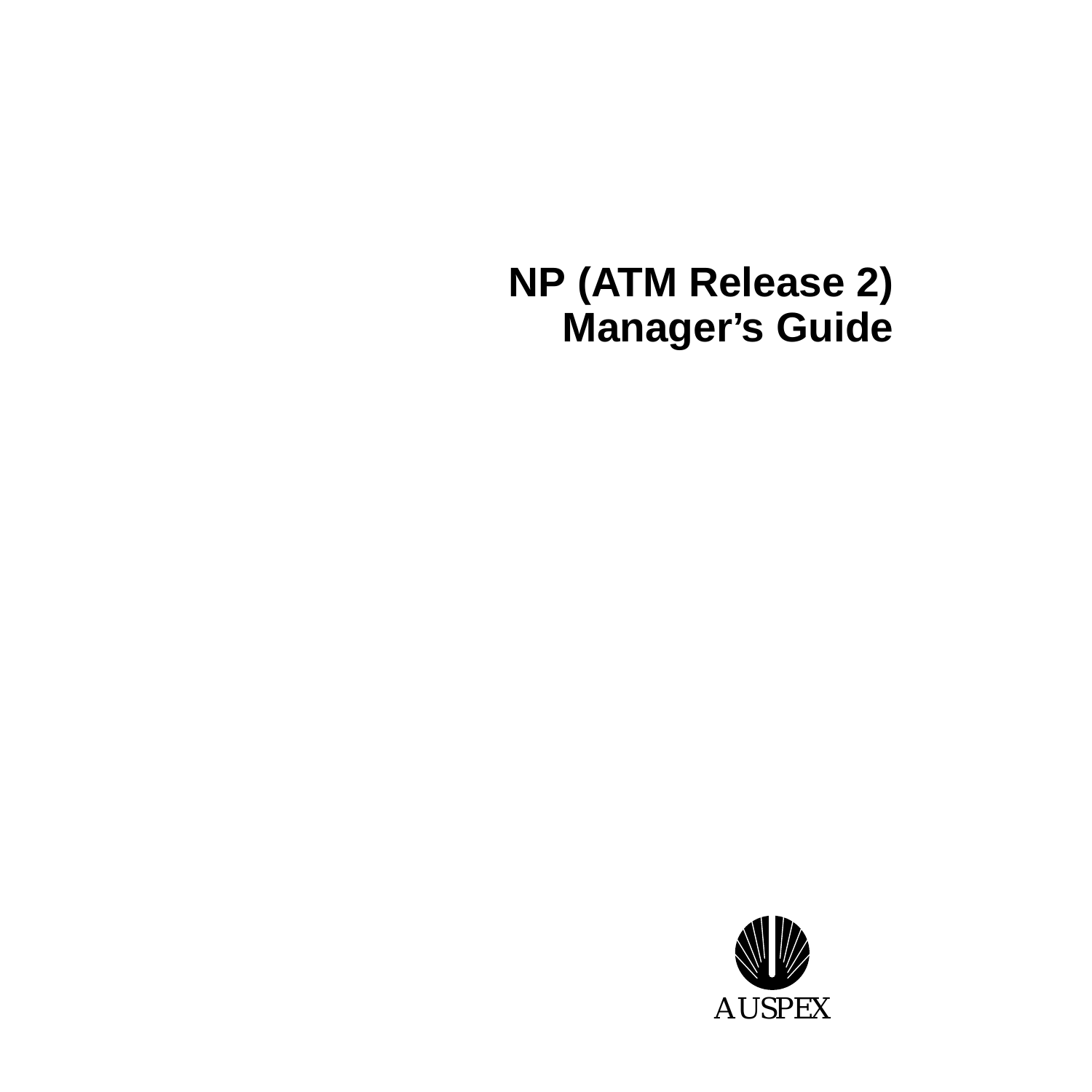# NP (ATM Release 2) Manager’s Guide

AUSPEX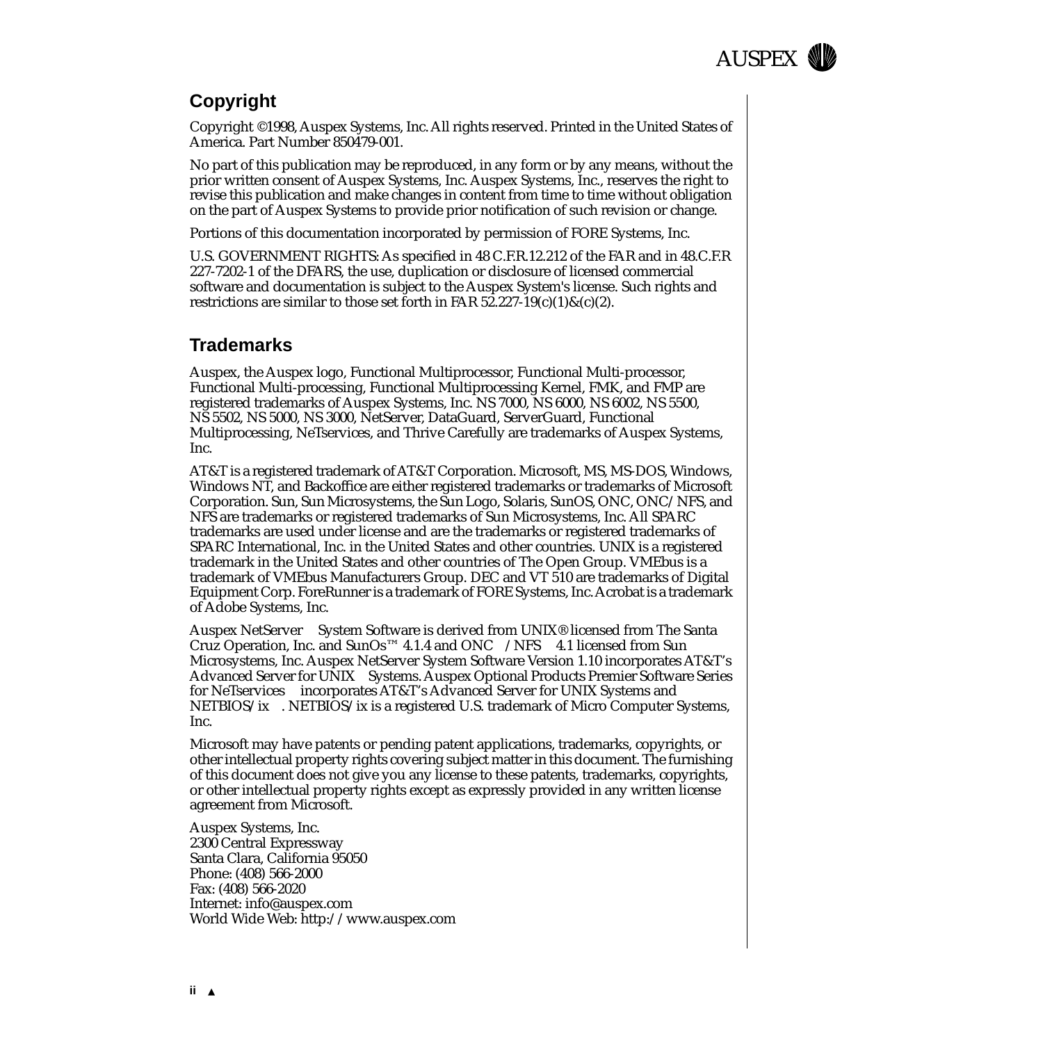## Copyright

Copyright ©1998, Auspex Systems, Inc. All rights reserved. Printed in the United States of America. Part Number 850479-001.

No part of this publication may be reproduced, in any form or by any means, without the prior written consent of Auspex Systems, Inc. Auspex Systems, Inc., reserves the right to revise this publication and make changes in content from time to time without obligation on the part of Auspex Systems to provide prior notification of such revision or change.

Portions of this documentation incorporated by permission of FORE Systems, Inc.

U.S. GOVERNMENT RIGHTS: As specified in 48 C.F.R.12.212 of the FAR and in 48.C.F.R 227-7202-1 of the DFARS, the use, duplication or disclosure of licensed commercial software and documentation is subject to the Auspex System's license. Such rights and restrictions are similar to those set forth in FAR 52.227-19(c)(1)&(c)(2).

## Trademarks

Auspex, the Auspex logo, Functional Multiprocessor, Functional Multi-processor, Functional Multi-processing, Functional Multiprocessing Kernel, FMK, and FMP are registered trademarks of Auspex Systems, Inc. NS 7000, NS 6000, NS 6002, NS 5500, NS 5502, NS 5000, NS 3000, NetServer, DataGuard, ServerGuard, Functional Multiprocessing, NeTservices, and Thrive Carefully are trademarks of Auspex Systems, Inc.

AT&T is a registered trademark of AT&T Corporation. Microsoft, MS, MS-DOS, Windows, Windows NT, and Backoffice are either registered trademarks or trademarks of Microsoft Corporation. Sun, Sun Microsystems, the Sun Logo, Solaris, SunOS, ONC, ONC/NFS, and NFS are trademarks or registered trademarks of Sun Microsystems, Inc. All SPARC trademarks are used under license and are the trademarks or registered trademarks of SPARC International, Inc. in the United States and other countries. UNIX is a registered trademark in the United States and other countries of The Open Group. VMEbus is a trademark of VMEbus Manufacturers Group. DEC and VT 510 are trademarks of Digital Equipment Corp. ForeRunner is a trademark of FORE Systems, Inc. Acrobat is a trademark of Adobe Systems, Inc.

Auspex NetServer System Software is derived from UNIX® licensed from The Santa Cruz Operation, Inc. and SunOs™ 4.1.4 and ONC /NFS 4.1 licensed from Sun Microsystems, Inc. Auspex NetServer System Software Version 1.10 incorporates AT&T's Advanced Server for UNIX Systems. Auspex Optional Products Premier Software Series for NeTservices incorporates AT&T's Advanced Server for UNIX Systems and NETBIOS/ix . NETBIOS/ix is a registered U.S. trademark of Micro Computer Systems, Inc.

Microsoft may have patents or pending patent applications, trademarks, copyrights, or other intellectual property rights covering subject matter in this document. The furnishing of this document does not give you any license to these patents, trademarks, copyrights, or other intellectual property rights except as expressly provided in any written license agreement from Microsoft.

Auspex Systems, Inc.  
2300 Central Expressway  
Santa Clara, California 95050  
Phone: (408) 566-2000  
Fax: (408) 566-2020  
Internet: info@auspex.com  
World Wide Web: http://www.auspex.com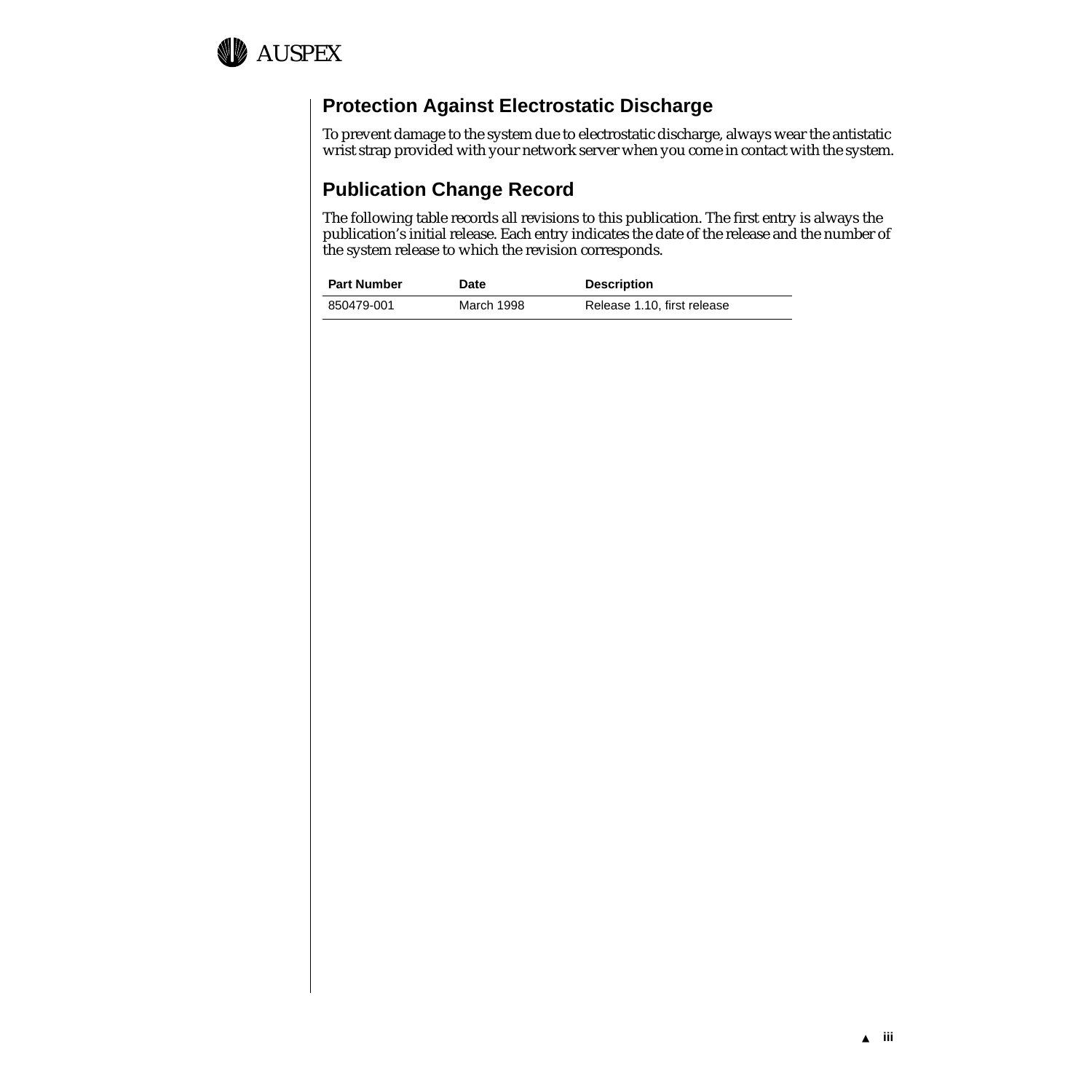## Protection Against Electrostatic Discharge

To prevent damage to the system due to electrostatic discharge, always wear the antistatic wrist strap provided with your network server when you come in contact with the system.

## Publication Change Record

The following table records all revisions to this publication. The first entry is always the publication's initial release. Each entry indicates the date of the release and the number of the system release to which the revision corresponds.

| Part Number | Date | Description |
|---|---|---|
| 850479-001 | March 1998 | Release 1.10, first release |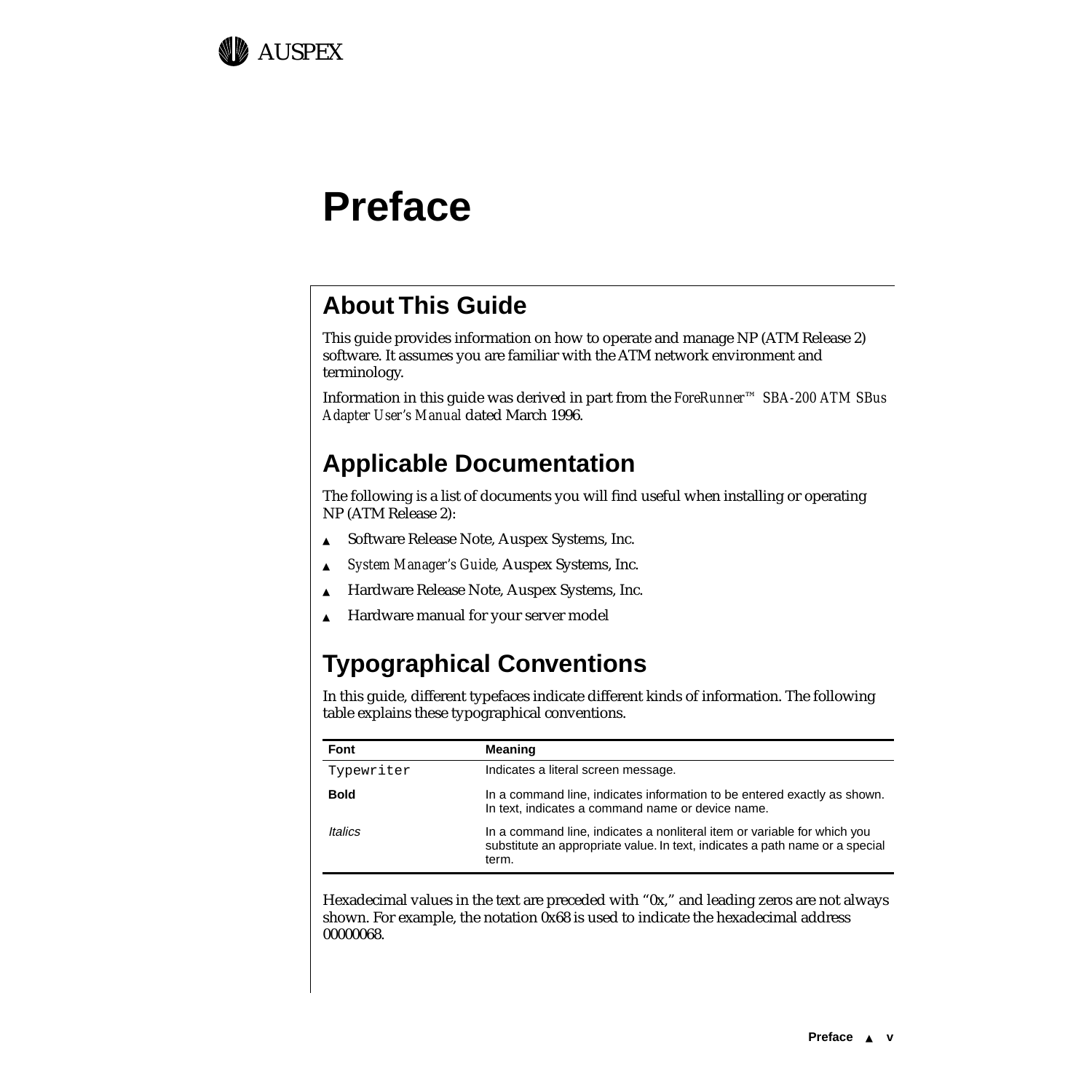# Preface

## About This Guide

This guide provides information on how to operate and manage NP (ATM Release 2) software. It assumes you are familiar with the ATM network environment and terminology.

Information in this guide was derived in part from the *ForeRunner™ SBA-200 ATM SBus Adapter User's Manual* dated March 1996.

## Applicable Documentation

The following is a list of documents you will find useful when installing or operating NP (ATM Release 2):

- Software Release Note, Auspex Systems, Inc.
- *System Manager's Guide,* Auspex Systems, Inc.
- Hardware Release Note, Auspex Systems, Inc.
- Hardware manual for your server model

## Typographical Conventions

In this guide, different typefaces indicate different kinds of information. The following table explains these typographical conventions.

| Font | Meaning |
|---|---|
| `Typewriter` | Indicates a literal screen message. |
| **Bold** | In a command line, indicates information to be entered exactly as shown. In text, indicates a command name or device name. |
| *Italics* | In a command line, indicates a nonliteral item or variable for which you substitute an appropriate value. In text, indicates a path name or a special term. |

Hexadecimal values in the text are preceded with "0x," and leading zeros are not always shown. For example, the notation 0x68 is used to indicate the hexadecimal address 00000068.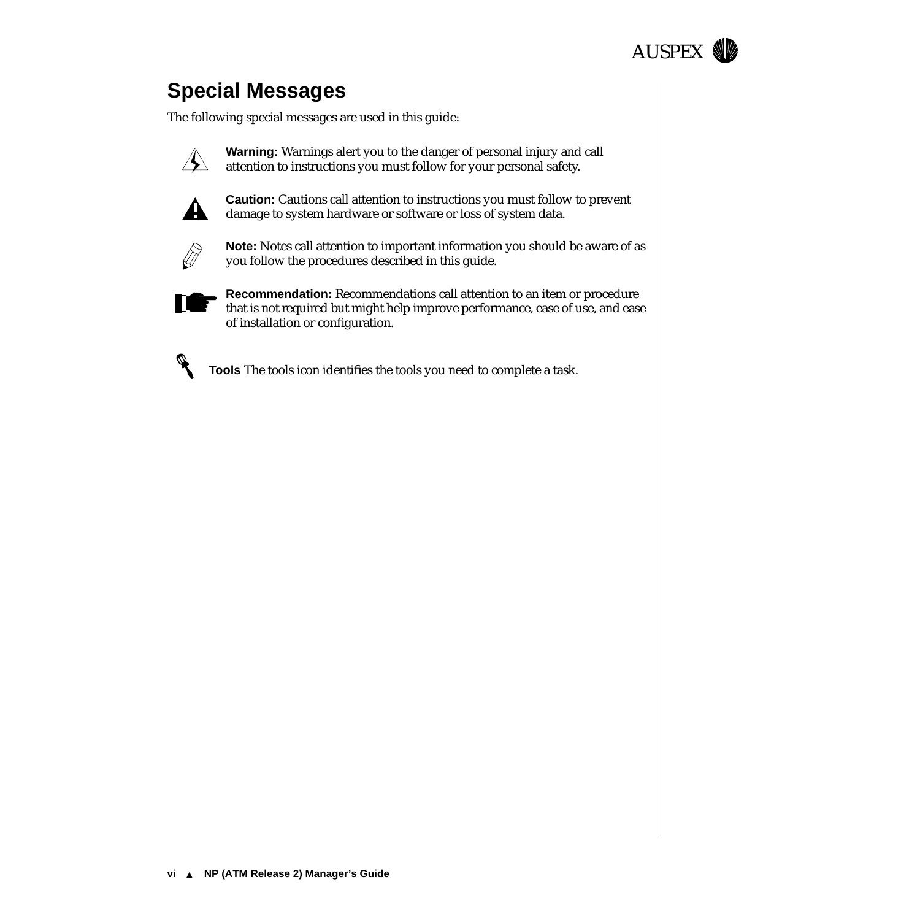## Special Messages

The following special messages are used in this guide:

**Warning:** Warnings alert you to the danger of personal injury and call attention to instructions you must follow for your personal safety.

**Caution:** Cautions call attention to instructions you must follow to prevent damage to system hardware or software or loss of system data.

**Note:** Notes call attention to important information you should be aware of as you follow the procedures described in this guide.

**Recommendation:** Recommendations call attention to an item or procedure that is not required but might help improve performance, ease of use, and ease of installation or configuration.

**Tools** The tools icon identifies the tools you need to complete a task.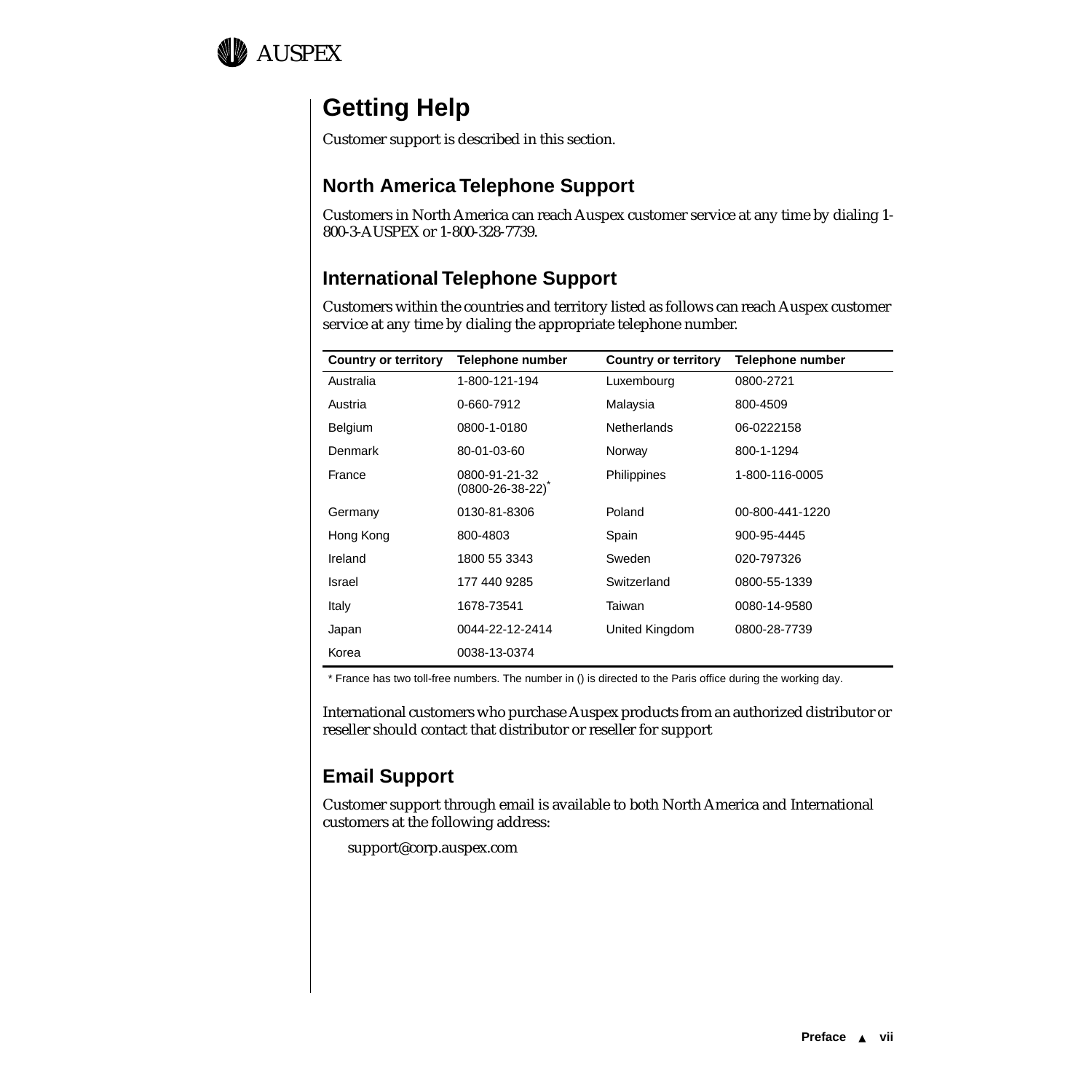# Getting Help

Customer support is described in this section.

## North America Telephone Support

Customers in North America can reach Auspex customer service at any time by dialing 1-800-3-AUSPEX or 1-800-328-7739.

## International Telephone Support

Customers within the countries and territory listed as follows can reach Auspex customer service at any time by dialing the appropriate telephone number.

| Country or territory | Telephone number | Country or territory | Telephone number |
|---|---|---|---|
| Australia | 1-800-121-194 | Luxembourg | 0800-2721 |
| Austria | 0-660-7912 | Malaysia | 800-4509 |
| Belgium | 0800-1-0180 | Netherlands | 06-0222158 |
| Denmark | 80-01-03-60 | Norway | 800-1-1294 |
| France | 0800-91-21-32 (0800-26-38-22)* | Philippines | 1-800-116-0005 |
| Germany | 0130-81-8306 | Poland | 00-800-441-1220 |
| Hong Kong | 800-4803 | Spain | 900-95-4445 |
| Ireland | 1800 55 3343 | Sweden | 020-797326 |
| Israel | 177 440 9285 | Switzerland | 0800-55-1339 |
| Italy | 1678-73541 | Taiwan | 0080-14-9580 |
| Japan | 0044-22-12-2414 | United Kingdom | 0800-28-7739 |
| Korea | 0038-13-0374 | | |

* France has two toll-free numbers. The number in () is directed to the Paris office during the working day.

International customers who purchase Auspex products from an authorized distributor or reseller should contact that distributor or reseller for support

## Email Support

Customer support through email is available to both North America and International customers at the following address:

support@corp.auspex.com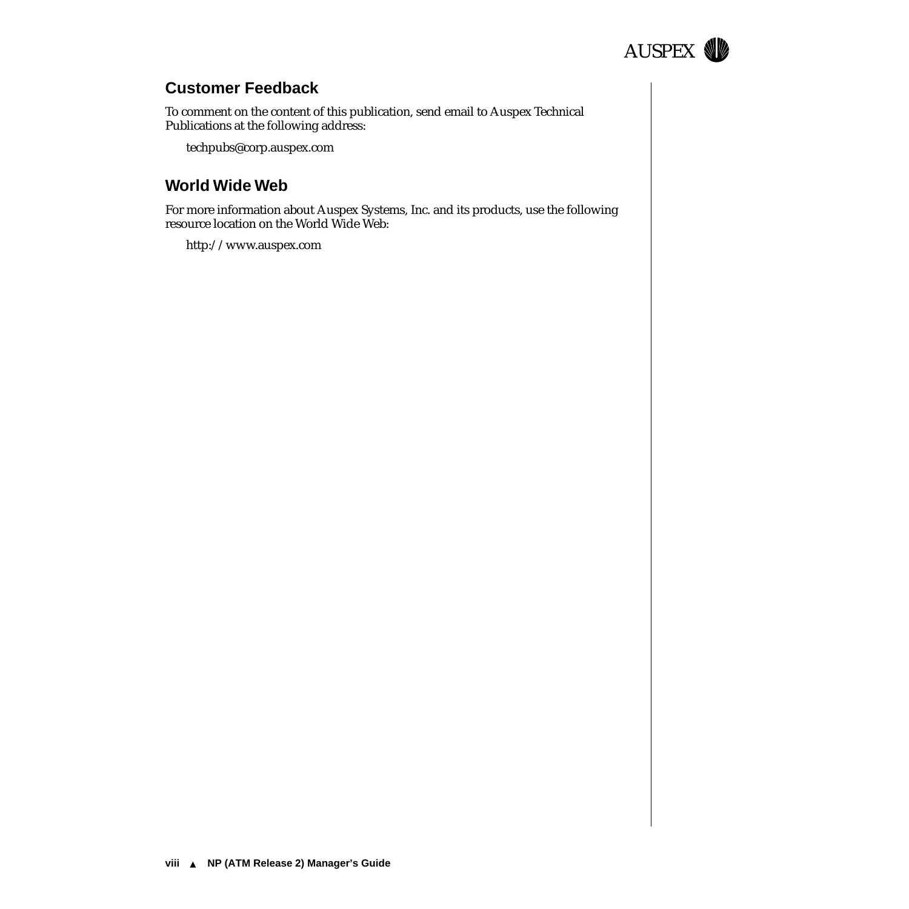## Customer Feedback

To comment on the content of this publication, send email to Auspex Technical Publications at the following address:

techpubs@corp.auspex.com

## World Wide Web

For more information about Auspex Systems, Inc. and its products, use the following resource location on the World Wide Web:

http://www.auspex.com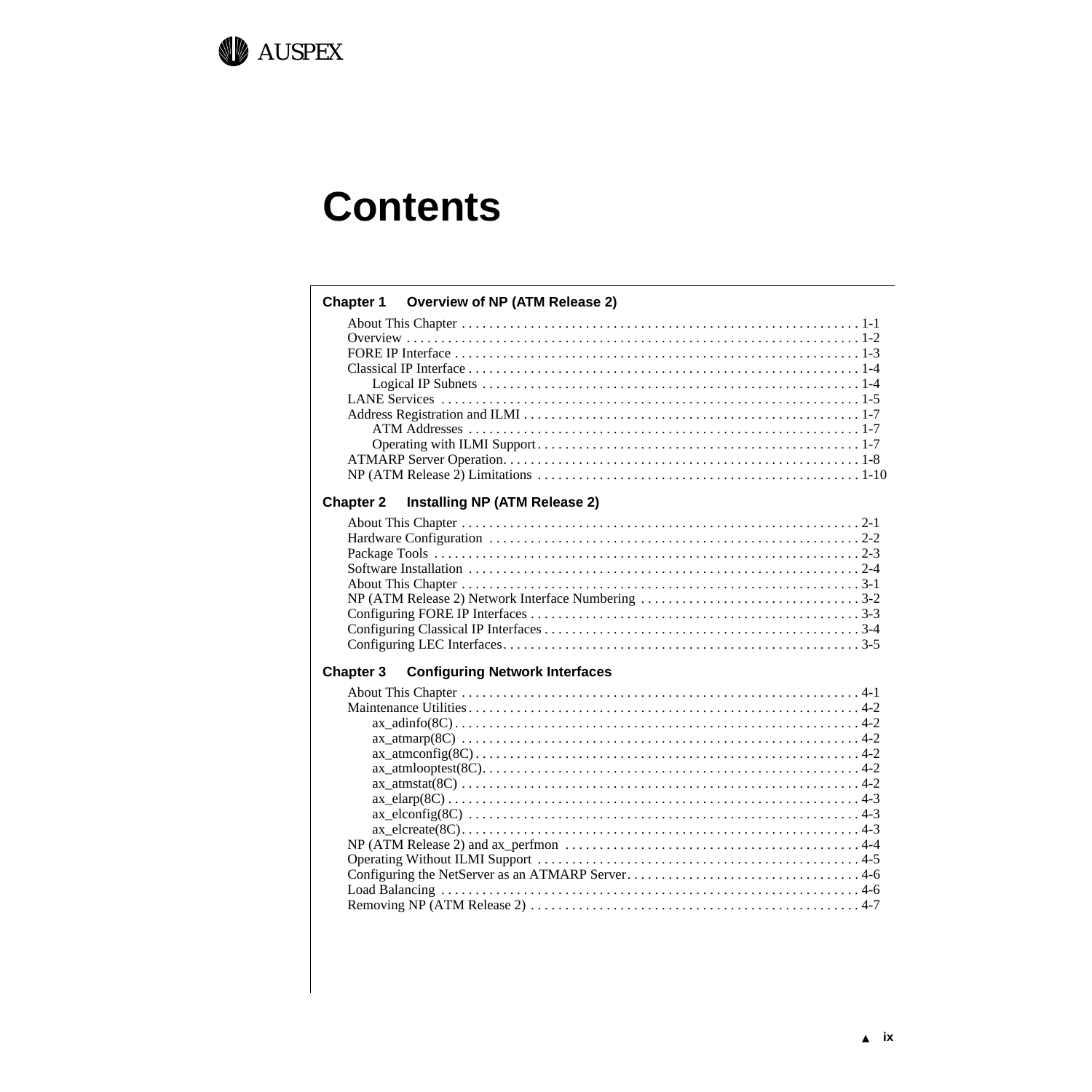# Contents

## Chapter 1 Overview of NP (ATM Release 2)

About This Chapter . . . . . . . . . . . . . . . . . . . . . . . . . . . . . . . . . . . . . . . . . . . . . . . . . . . . . . . . . 1-1
Overview . . . . . . . . . . . . . . . . . . . . . . . . . . . . . . . . . . . . . . . . . . . . . . . . . . . . . . . . . . . . . . . . . 1-2
FORE IP Interface . . . . . . . . . . . . . . . . . . . . . . . . . . . . . . . . . . . . . . . . . . . . . . . . . . . . . . . . . . . 1-3
Classical IP Interface . . . . . . . . . . . . . . . . . . . . . . . . . . . . . . . . . . . . . . . . . . . . . . . . . . . . . . . . . 1-4
    Logical IP Subnets . . . . . . . . . . . . . . . . . . . . . . . . . . . . . . . . . . . . . . . . . . . . . . . . . . . . . . . 1-4
LANE Services . . . . . . . . . . . . . . . . . . . . . . . . . . . . . . . . . . . . . . . . . . . . . . . . . . . . . . . . . . . . . 1-5
Address Registration and ILMI . . . . . . . . . . . . . . . . . . . . . . . . . . . . . . . . . . . . . . . . . . . . . . . . 1-7
    ATM Addresses . . . . . . . . . . . . . . . . . . . . . . . . . . . . . . . . . . . . . . . . . . . . . . . . . . . . . . . . . 1-7
    Operating with ILMI Support . . . . . . . . . . . . . . . . . . . . . . . . . . . . . . . . . . . . . . . . . . . . . . . 1-7
ATMARP Server Operation. . . . . . . . . . . . . . . . . . . . . . . . . . . . . . . . . . . . . . . . . . . . . . . . . . . . 1-8
NP (ATM Release 2) Limitations . . . . . . . . . . . . . . . . . . . . . . . . . . . . . . . . . . . . . . . . . . . . . . 1-10

## Chapter 2 Installing NP (ATM Release 2)

About This Chapter . . . . . . . . . . . . . . . . . . . . . . . . . . . . . . . . . . . . . . . . . . . . . . . . . . . . . . . . . 2-1
Hardware Configuration . . . . . . . . . . . . . . . . . . . . . . . . . . . . . . . . . . . . . . . . . . . . . . . . . . . . . 2-2
Package Tools . . . . . . . . . . . . . . . . . . . . . . . . . . . . . . . . . . . . . . . . . . . . . . . . . . . . . . . . . . . . . 2-3
Software Installation . . . . . . . . . . . . . . . . . . . . . . . . . . . . . . . . . . . . . . . . . . . . . . . . . . . . . . . . 2-4
About This Chapter . . . . . . . . . . . . . . . . . . . . . . . . . . . . . . . . . . . . . . . . . . . . . . . . . . . . . . . . . 3-1
NP (ATM Release 2) Network Interface Numbering . . . . . . . . . . . . . . . . . . . . . . . . . . . . . . . . 3-2
Configuring FORE IP Interfaces . . . . . . . . . . . . . . . . . . . . . . . . . . . . . . . . . . . . . . . . . . . . . . . . 3-3
Configuring Classical IP Interfaces . . . . . . . . . . . . . . . . . . . . . . . . . . . . . . . . . . . . . . . . . . . . . . 3-4
Configuring LEC Interfaces. . . . . . . . . . . . . . . . . . . . . . . . . . . . . . . . . . . . . . . . . . . . . . . . . . . . 3-5

## Chapter 3 Configuring Network Interfaces

About This Chapter . . . . . . . . . . . . . . . . . . . . . . . . . . . . . . . . . . . . . . . . . . . . . . . . . . . . . . . . . 4-1
Maintenance Utilities . . . . . . . . . . . . . . . . . . . . . . . . . . . . . . . . . . . . . . . . . . . . . . . . . . . . . . . . 4-2
    ax_adinfo(8C) . . . . . . . . . . . . . . . . . . . . . . . . . . . . . . . . . . . . . . . . . . . . . . . . . . . . . . . . . . 4-2
    ax_atmarp(8C) . . . . . . . . . . . . . . . . . . . . . . . . . . . . . . . . . . . . . . . . . . . . . . . . . . . . . . . . . 4-2
    ax_atmconfig(8C) . . . . . . . . . . . . . . . . . . . . . . . . . . . . . . . . . . . . . . . . . . . . . . . . . . . . . . . 4-2
    ax_atmlooptest(8C). . . . . . . . . . . . . . . . . . . . . . . . . . . . . . . . . . . . . . . . . . . . . . . . . . . . . . 4-2
    ax_atmstat(8C) . . . . . . . . . . . . . . . . . . . . . . . . . . . . . . . . . . . . . . . . . . . . . . . . . . . . . . . . . 4-2
    ax_elarp(8C) . . . . . . . . . . . . . . . . . . . . . . . . . . . . . . . . . . . . . . . . . . . . . . . . . . . . . . . . . . . 4-3
    ax_elconfig(8C) . . . . . . . . . . . . . . . . . . . . . . . . . . . . . . . . . . . . . . . . . . . . . . . . . . . . . . . . 4-3
    ax_elcreate(8C). . . . . . . . . . . . . . . . . . . . . . . . . . . . . . . . . . . . . . . . . . . . . . . . . . . . . . . . . 4-3
NP (ATM Release 2) and ax_perfmon . . . . . . . . . . . . . . . . . . . . . . . . . . . . . . . . . . . . . . . . . . . 4-4
Operating Without ILMI Support . . . . . . . . . . . . . . . . . . . . . . . . . . . . . . . . . . . . . . . . . . . . . . . 4-5
Configuring the NetServer as an ATMARP Server. . . . . . . . . . . . . . . . . . . . . . . . . . . . . . . . . . 4-6
Load Balancing . . . . . . . . . . . . . . . . . . . . . . . . . . . . . . . . . . . . . . . . . . . . . . . . . . . . . . . . . . . . . 4-6
Removing NP (ATM Release 2) . . . . . . . . . . . . . . . . . . . . . . . . . . . . . . . . . . . . . . . . . . . . . . . . 4-7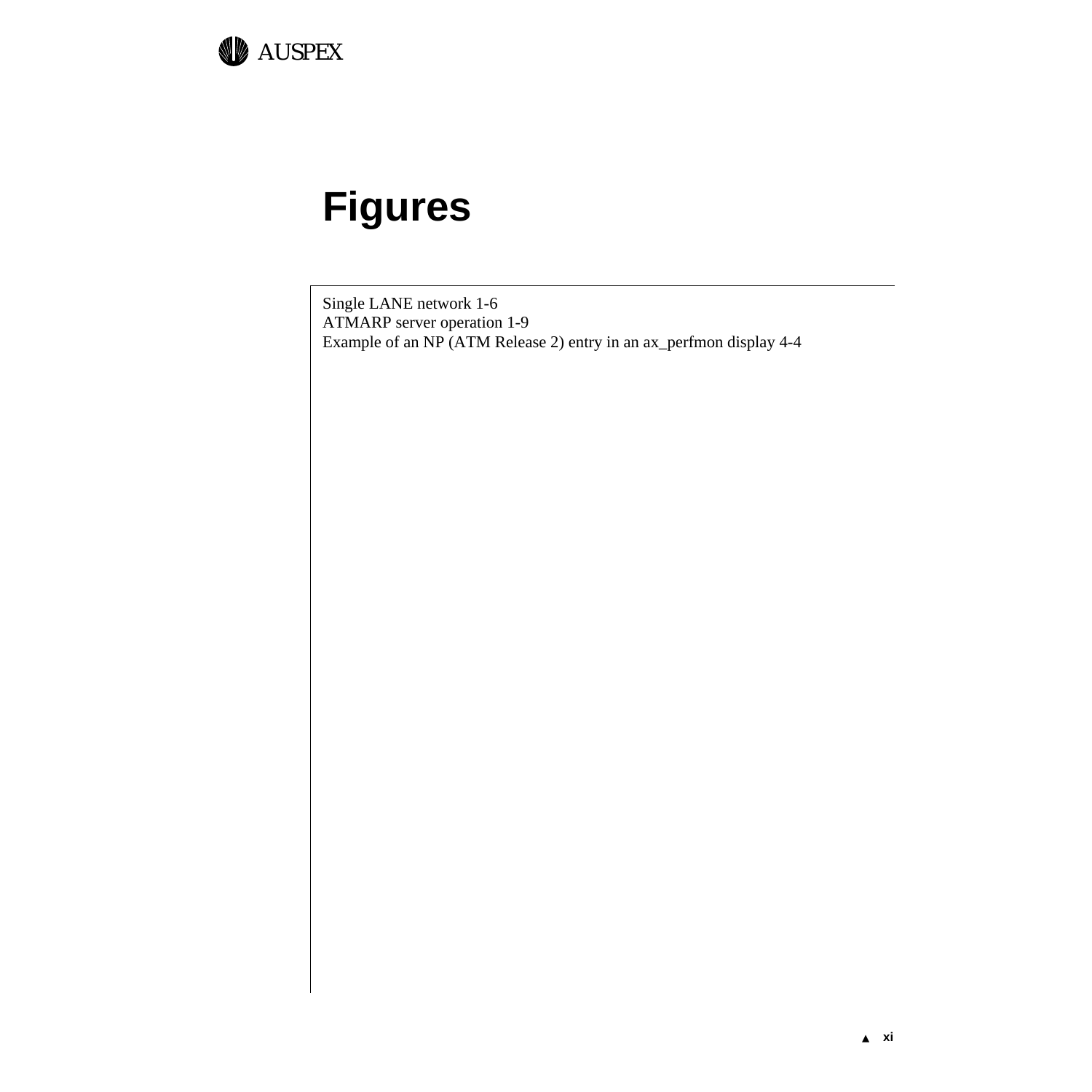# Figures

Single LANE network 1-6
ATMARP server operation 1-9
Example of an NP (ATM Release 2) entry in an ax_perfmon display 4-4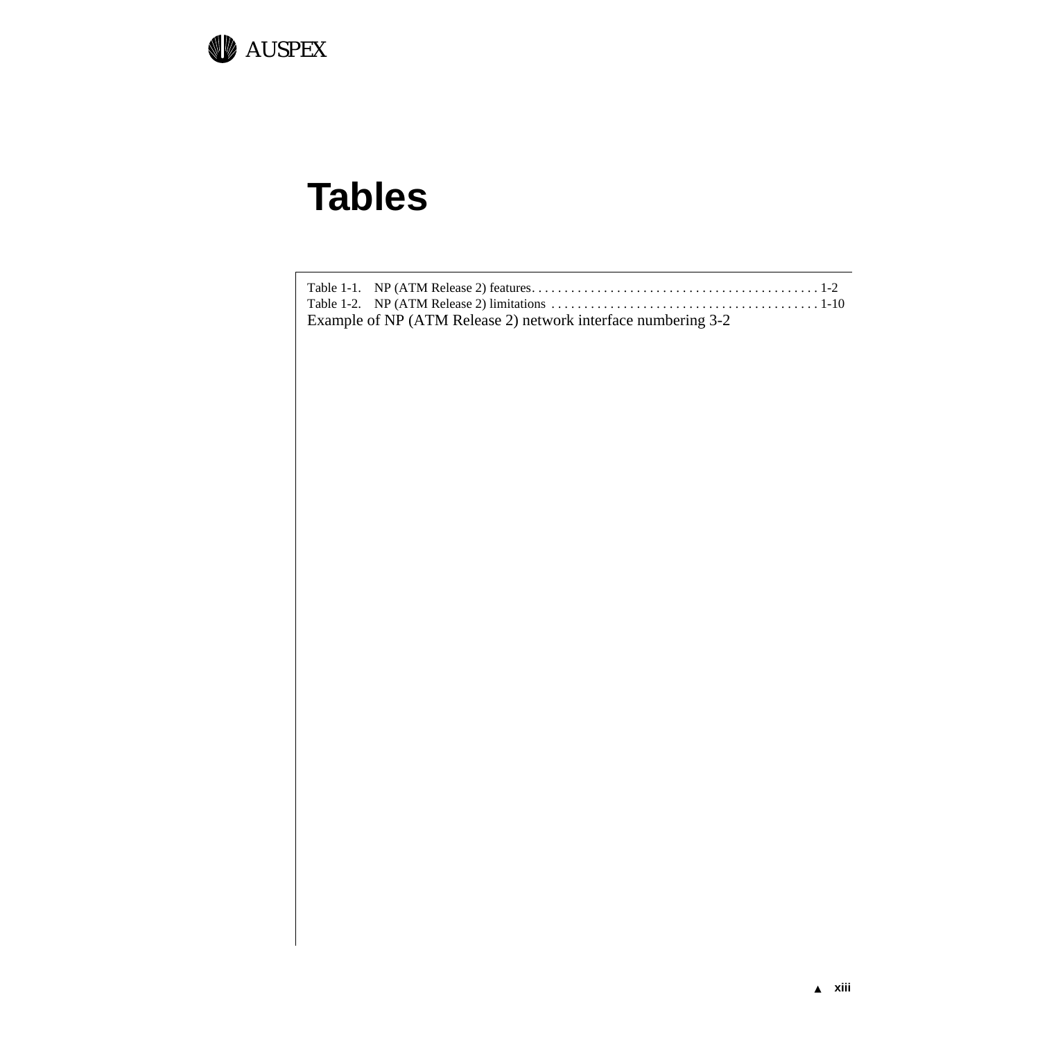# Tables

Table 1-1. NP (ATM Release 2) features. . . . . . . . . . . . . . . . . . . . . . . . . . . . . . . . . . . . . . . . . . . . 1-2
Table 1-2. NP (ATM Release 2) limitations . . . . . . . . . . . . . . . . . . . . . . . . . . . . . . . . . . . . . . . . . 1-10
Example of NP (ATM Release 2) network interface numbering 3-2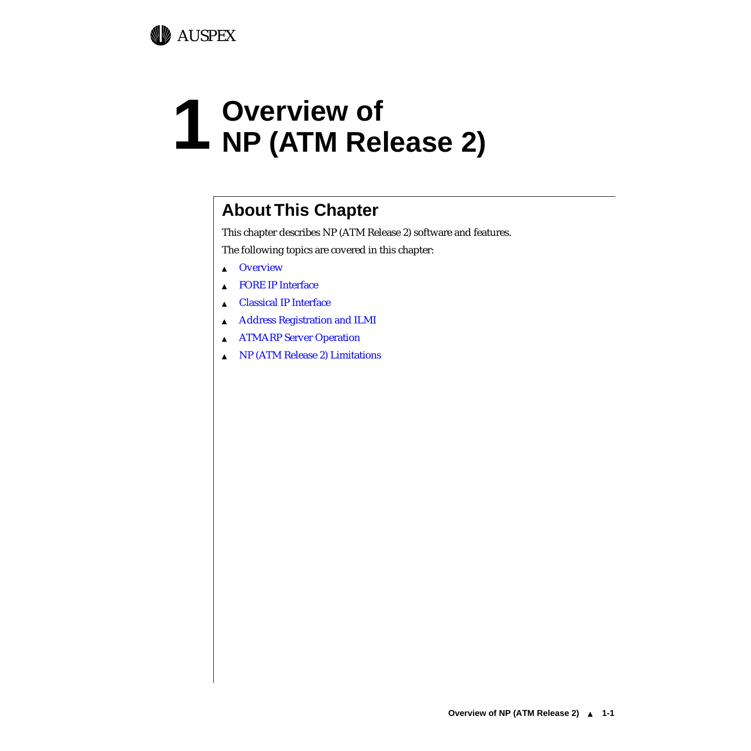# 1 Overview of NP (ATM Release 2)

## About This Chapter

This chapter describes NP (ATM Release 2) software and features.

The following topics are covered in this chapter:

- Overview
- FORE IP Interface
- Classical IP Interface
- Address Registration and ILMI
- ATMARP Server Operation
- NP (ATM Release 2) Limitations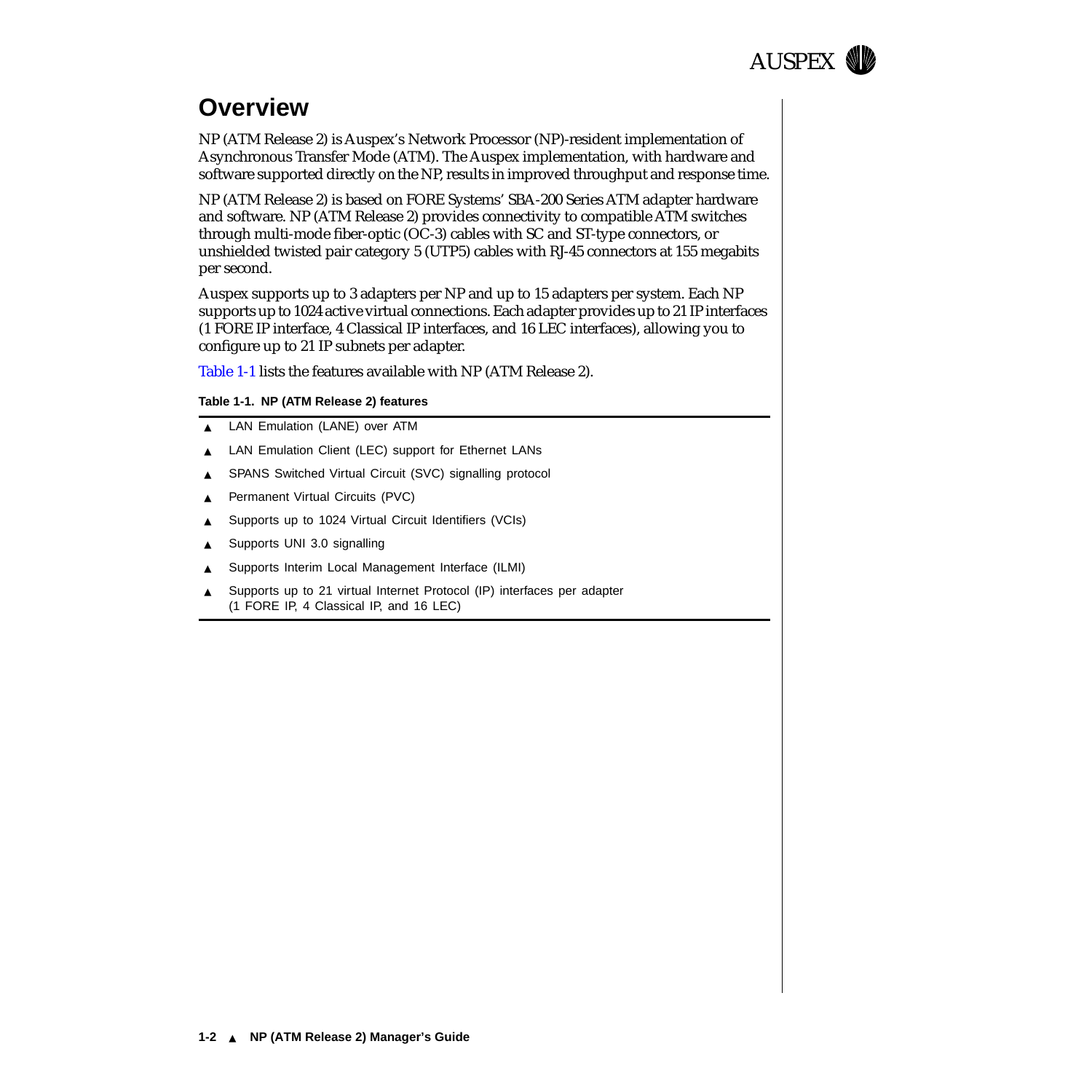# Overview

NP (ATM Release 2) is Auspex's Network Processor (NP)-resident implementation of Asynchronous Transfer Mode (ATM). The Auspex implementation, with hardware and software supported directly on the NP, results in improved throughput and response time.

NP (ATM Release 2) is based on FORE Systems' SBA-200 Series ATM adapter hardware and software. NP (ATM Release 2) provides connectivity to compatible ATM switches through multi-mode fiber-optic (OC-3) cables with SC and ST-type connectors, or unshielded twisted pair category 5 (UTP5) cables with RJ-45 connectors at 155 megabits per second.

Auspex supports up to 3 adapters per NP and up to 15 adapters per system. Each NP supports up to 1024 active virtual connections. Each adapter provides up to 21 IP interfaces (1 FORE IP interface, 4 Classical IP interfaces, and 16 LEC interfaces), allowing you to configure up to 21 IP subnets per adapter.

Table 1-1 lists the features available with NP (ATM Release 2).

**Table 1-1. NP (ATM Release 2) features**

- LAN Emulation (LANE) over ATM
- LAN Emulation Client (LEC) support for Ethernet LANs
- SPANS Switched Virtual Circuit (SVC) signalling protocol
- Permanent Virtual Circuits (PVC)
- Supports up to 1024 Virtual Circuit Identifiers (VCIs)
- Supports UNI 3.0 signalling
- Supports Interim Local Management Interface (ILMI)
- Supports up to 21 virtual Internet Protocol (IP) interfaces per adapter (1 FORE IP, 4 Classical IP, and 16 LEC)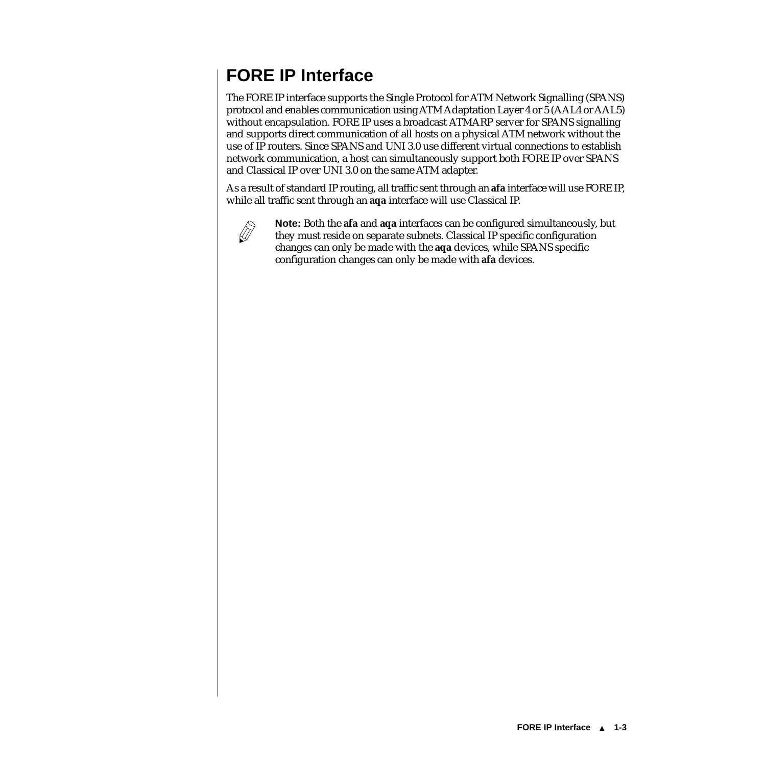# FORE IP Interface

The FORE IP interface supports the Single Protocol for ATM Network Signalling (SPANS) protocol and enables communication using ATM Adaptation Layer 4 or 5 (AAL4 or AAL5) without encapsulation. FORE IP uses a broadcast ATMARP server for SPANS signalling and supports direct communication of all hosts on a physical ATM network without the use of IP routers. Since SPANS and UNI 3.0 use different virtual connections to establish network communication, a host can simultaneously support both FORE IP over SPANS and Classical IP over UNI 3.0 on the same ATM adapter.

As a result of standard IP routing, all traffic sent through an **afa** interface will use FORE IP, while all traffic sent through an **aqa** interface will use Classical IP.

**Note:** Both the **afa** and **aqa** interfaces can be configured simultaneously, but they must reside on separate subnets. Classical IP specific configuration changes can only be made with the **aqa** devices, while SPANS specific configuration changes can only be made with **afa** devices.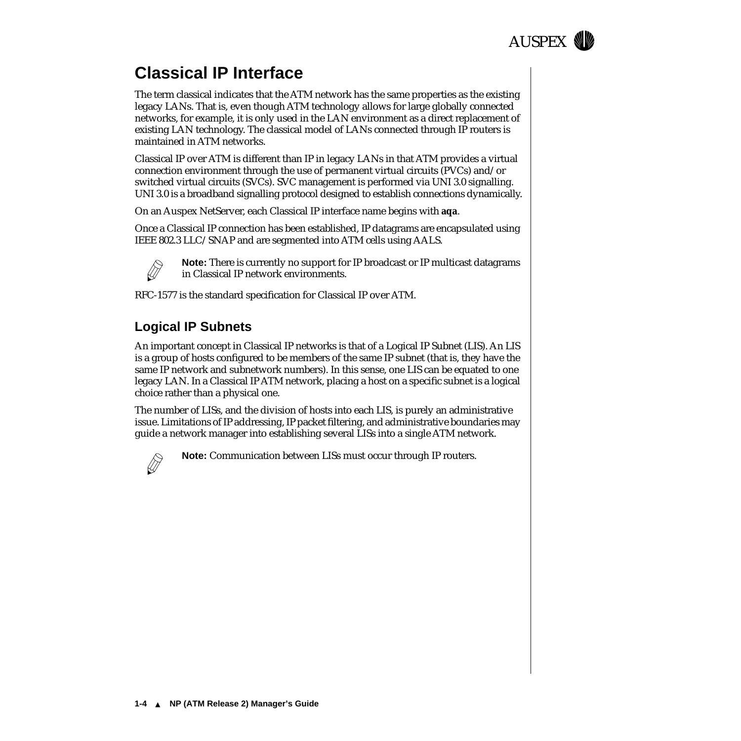# Classical IP Interface

The term classical indicates that the ATM network has the same properties as the existing legacy LANs. That is, even though ATM technology allows for large globally connected networks, for example, it is only used in the LAN environment as a direct replacement of existing LAN technology. The classical model of LANs connected through IP routers is maintained in ATM networks.

Classical IP over ATM is different than IP in legacy LANs in that ATM provides a virtual connection environment through the use of permanent virtual circuits (PVCs) and/or switched virtual circuits (SVCs). SVC management is performed via UNI 3.0 signalling. UNI 3.0 is a broadband signalling protocol designed to establish connections dynamically.

On an Auspex NetServer, each Classical IP interface name begins with **aqa**.

Once a Classical IP connection has been established, IP datagrams are encapsulated using IEEE 802.3 LLC/SNAP and are segmented into ATM cells using AALS.

**Note:** There is currently no support for IP broadcast or IP multicast datagrams in Classical IP network environments.

RFC-1577 is the standard specification for Classical IP over ATM.

## Logical IP Subnets

An important concept in Classical IP networks is that of a Logical IP Subnet (LIS). An LIS is a group of hosts configured to be members of the same IP subnet (that is, they have the same IP network and subnetwork numbers). In this sense, one LIS can be equated to one legacy LAN. In a Classical IP ATM network, placing a host on a specific subnet is a logical choice rather than a physical one.

The number of LISs, and the division of hosts into each LIS, is purely an administrative issue. Limitations of IP addressing, IP packet filtering, and administrative boundaries may guide a network manager into establishing several LISs into a single ATM network.

**Note:** Communication between LISs must occur through IP routers.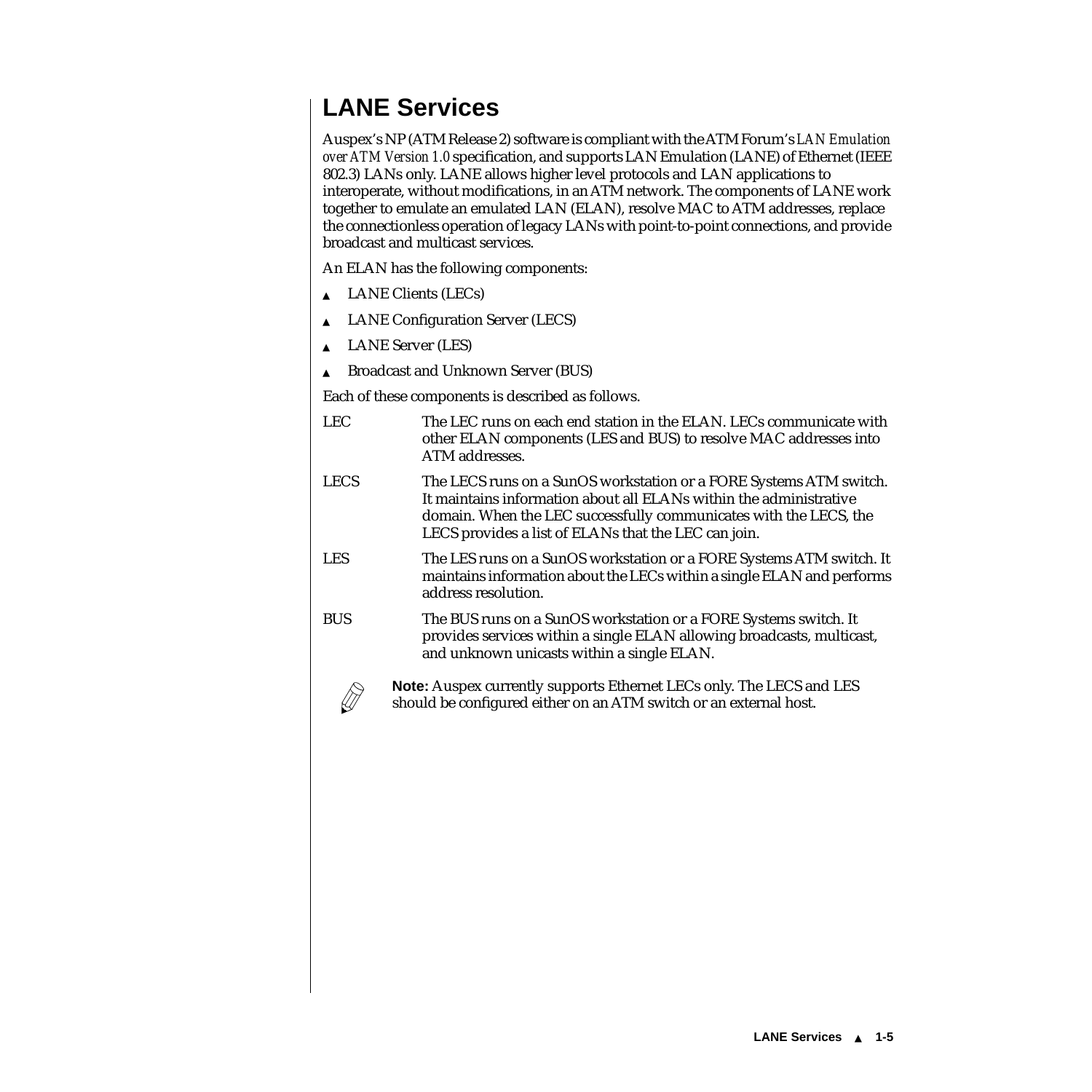## LANE Services

Auspex's NP (ATM Release 2) software is compliant with the ATM Forum's *LAN Emulation over ATM Version 1.0* specification, and supports LAN Emulation (LANE) of Ethernet (IEEE 802.3) LANs only. LANE allows higher level protocols and LAN applications to interoperate, without modifications, in an ATM network. The components of LANE work together to emulate an emulated LAN (ELAN), resolve MAC to ATM addresses, replace the connectionless operation of legacy LANs with point-to-point connections, and provide broadcast and multicast services.

An ELAN has the following components:

- LANE Clients (LECs)
- LANE Configuration Server (LECS)
- LANE Server (LES)
- Broadcast and Unknown Server (BUS)

Each of these components is described as follows.

LEC
: The LEC runs on each end station in the ELAN. LECs communicate with other ELAN components (LES and BUS) to resolve MAC addresses into ATM addresses.

LECS
: The LECS runs on a SunOS workstation or a FORE Systems ATM switch. It maintains information about all ELANs within the administrative domain. When the LEC successfully communicates with the LECS, the LECS provides a list of ELANs that the LEC can join.

LES
: The LES runs on a SunOS workstation or a FORE Systems ATM switch. It maintains information about the LECs within a single ELAN and performs address resolution.

BUS
: The BUS runs on a SunOS workstation or a FORE Systems switch. It provides services within a single ELAN allowing broadcasts, multicast, and unknown unicasts within a single ELAN.

**Note:** Auspex currently supports Ethernet LECs only. The LECS and LES should be configured either on an ATM switch or an external host.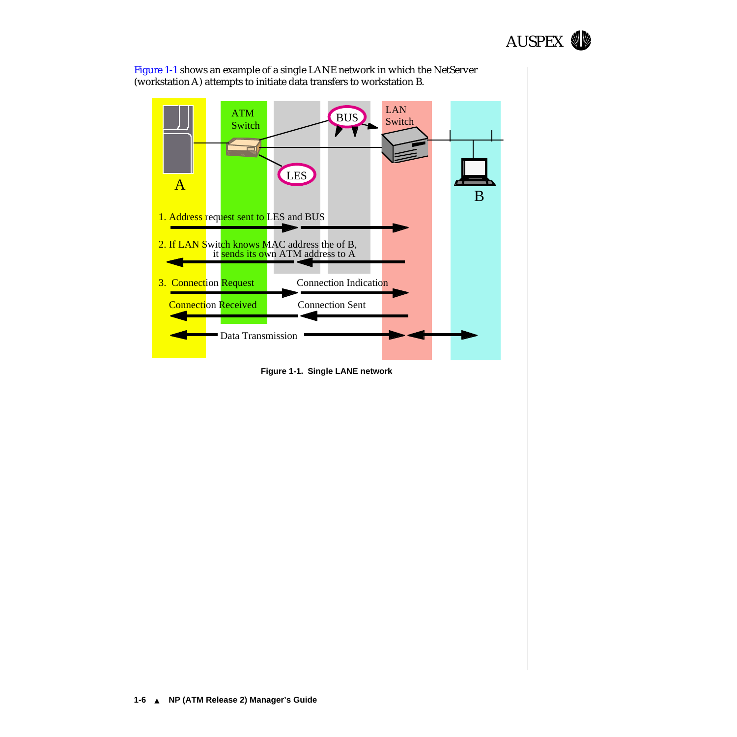Figure 1-1 shows an example of a single LANE network in which the NetServer (workstation A) attempts to initiate data transfers to workstation B.

A

ATM Switch

BUS

LES

LAN Switch

B

1. Address request sent to LES and BUS

2. If LAN Switch knows MAC address the of B, it sends its own ATM address to A

3. Connection Request — Connection Indication

Connection Received — Connection Sent

Data Transmission

**Figure 1-1. Single LANE network**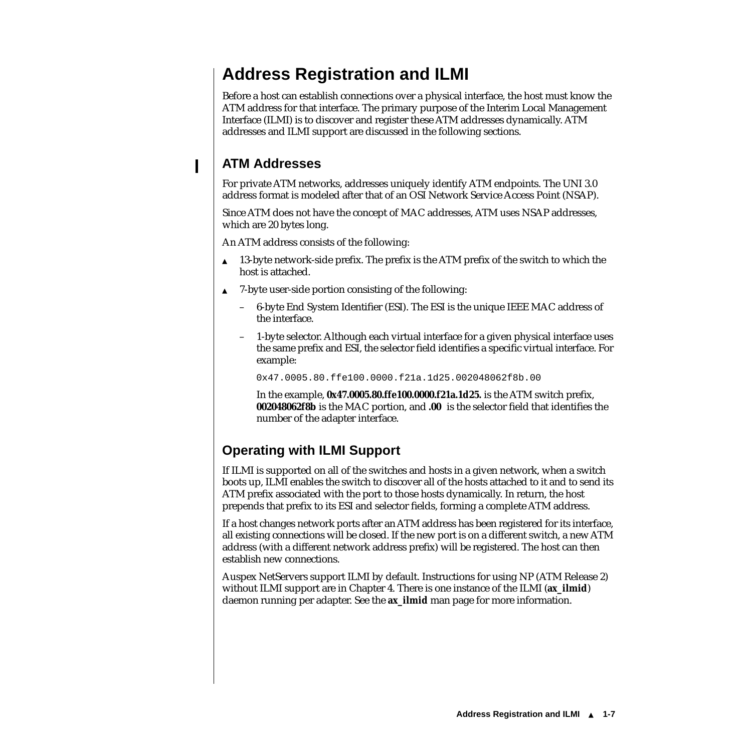# Address Registration and ILMI

Before a host can establish connections over a physical interface, the host must know the ATM address for that interface. The primary purpose of the Interim Local Management Interface (ILMI) is to discover and register these ATM addresses dynamically. ATM addresses and ILMI support are discussed in the following sections.

## ATM Addresses

For private ATM networks, addresses uniquely identify ATM endpoints. The UNI 3.0 address format is modeled after that of an OSI Network Service Access Point (NSAP).

Since ATM does not have the concept of MAC addresses, ATM uses NSAP addresses, which are 20 bytes long.

An ATM address consists of the following:

- 13-byte network-side prefix. The prefix is the ATM prefix of the switch to which the host is attached.
- 7-byte user-side portion consisting of the following:
  - 6-byte End System Identifier (ESI). The ESI is the unique IEEE MAC address of the interface.
  - 1-byte selector. Although each virtual interface for a given physical interface uses the same prefix and ESI, the selector field identifies a specific virtual interface. For example:

    ```
    0x47.0005.80.ffe100.0000.f21a.1d25.002048062f8b.00
    ```

    In the example, **0x47.0005.80.ffe100.0000.f21a.1d25.** is the ATM switch prefix, **002048062f8b** is the MAC portion, and **.00** is the selector field that identifies the number of the adapter interface.

## Operating with ILMI Support

If ILMI is supported on all of the switches and hosts in a given network, when a switch boots up, ILMI enables the switch to discover all of the hosts attached to it and to send its ATM prefix associated with the port to those hosts dynamically. In return, the host prepends that prefix to its ESI and selector fields, forming a complete ATM address.

If a host changes network ports after an ATM address has been registered for its interface, all existing connections will be closed. If the new port is on a different switch, a new ATM address (with a different network address prefix) will be registered. The host can then establish new connections.

Auspex NetServers support ILMI by default. Instructions for using NP (ATM Release 2) without ILMI support are in Chapter 4. There is one instance of the ILMI (**ax_ilmid**) daemon running per adapter. See the **ax_ilmid** man page for more information.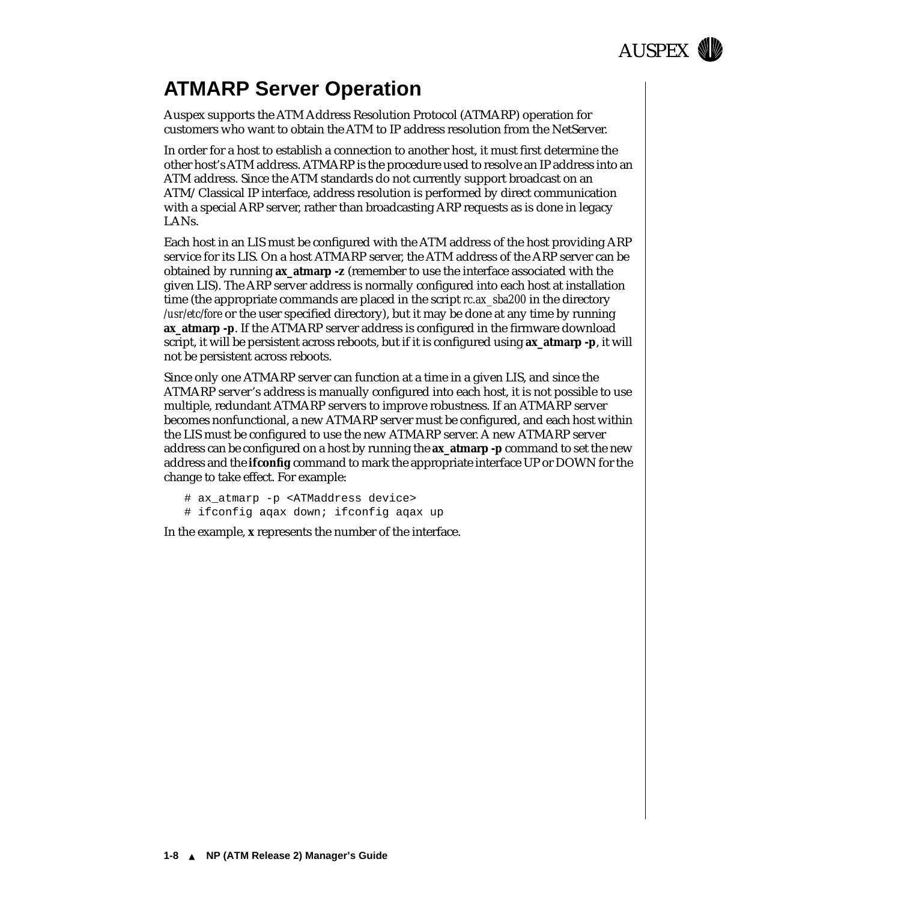## ATMARP Server Operation

Auspex supports the ATM Address Resolution Protocol (ATMARP) operation for customers who want to obtain the ATM to IP address resolution from the NetServer.

In order for a host to establish a connection to another host, it must first determine the other host's ATM address. ATMARP is the procedure used to resolve an IP address into an ATM address. Since the ATM standards do not currently support broadcast on an ATM/Classical IP interface, address resolution is performed by direct communication with a special ARP server, rather than broadcasting ARP requests as is done in legacy LANs.

Each host in an LIS must be configured with the ATM address of the host providing ARP service for its LIS. On a host ATMARP server, the ATM address of the ARP server can be obtained by running **ax_atmarp -z** (remember to use the interface associated with the given LIS). The ARP server address is normally configured into each host at installation time (the appropriate commands are placed in the script *rc.ax_sba200* in the directory */usr/etc/fore* or the user specified directory), but it may be done at any time by running **ax_atmarp -p**. If the ATMARP server address is configured in the firmware download script, it will be persistent across reboots, but if it is configured using **ax_atmarp -p**, it will not be persistent across reboots.

Since only one ATMARP server can function at a time in a given LIS, and since the ATMARP server's address is manually configured into each host, it is not possible to use multiple, redundant ATMARP servers to improve robustness. If an ATMARP server becomes nonfunctional, a new ATMARP server must be configured, and each host within the LIS must be configured to use the new ATMARP server. A new ATMARP server address can be configured on a host by running the **ax_atmarp -p** command to set the new address and the **ifconfig** command to mark the appropriate interface UP or DOWN for the change to take effect. For example:

```
# ax_atmarp -p <ATMaddress device>
# ifconfig aqax down; ifconfig aqax up
```

In the example, **x** represents the number of the interface.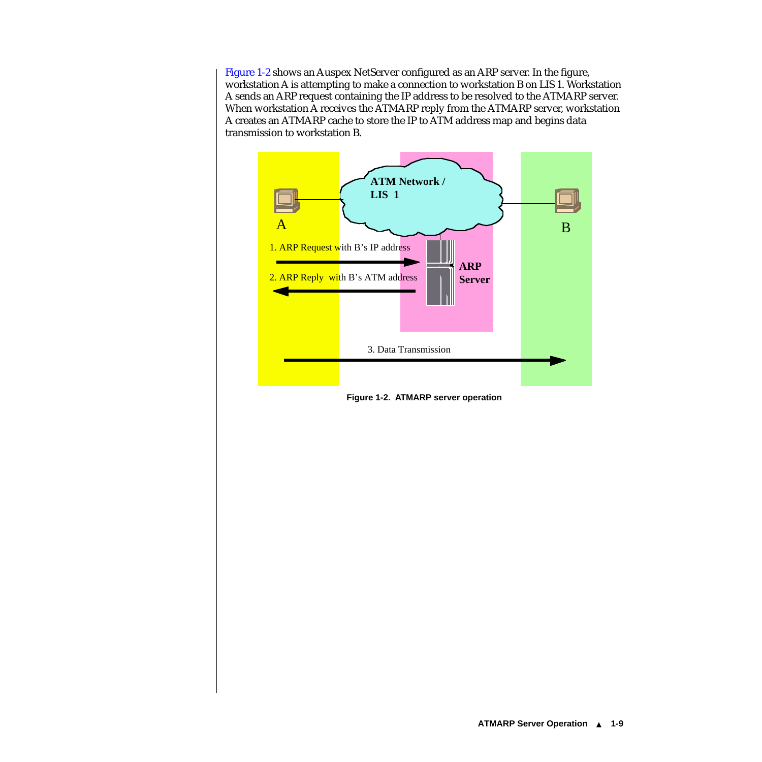Figure 1-2 shows an Auspex NetServer configured as an ARP server. In the figure, workstation A is attempting to make a connection to workstation B on LIS 1. Workstation A sends an ARP request containing the IP address to be resolved to the ATMARP server. When workstation A receives the ATMARP reply from the ATMARP server, workstation A creates an ATMARP cache to store the IP to ATM address map and begins data transmission to workstation B.

ATM Network / LIS 1

A

B

1. ARP Request with B's IP address

2. ARP Reply with B's ATM address

ARP Server

3. Data Transmission

**Figure 1-2. ATMARP server operation**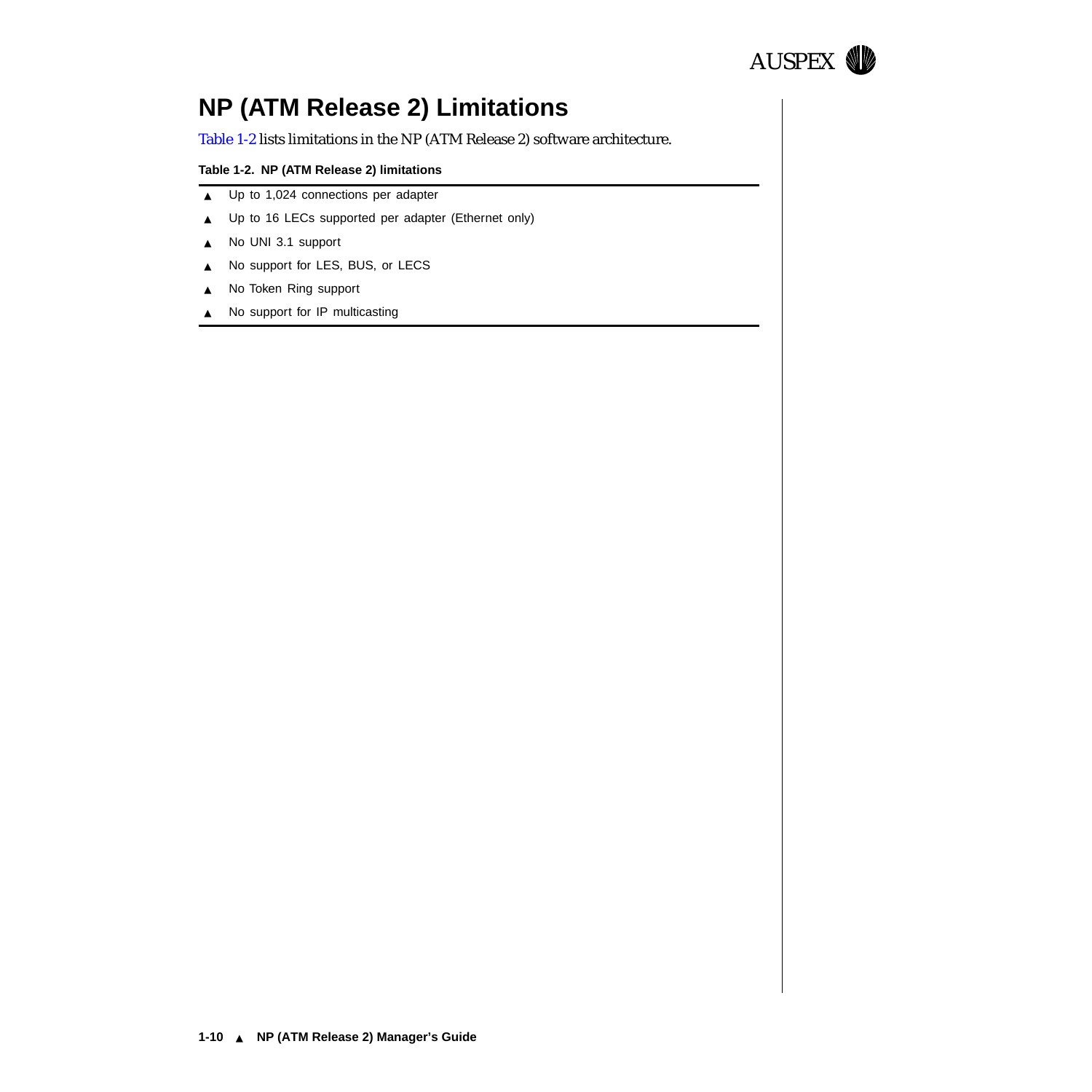## NP (ATM Release 2) Limitations

Table 1-2 lists limitations in the NP (ATM Release 2) software architecture.

**Table 1-2. NP (ATM Release 2) limitations**

- Up to 1,024 connections per adapter
- Up to 16 LECs supported per adapter (Ethernet only)
- No UNI 3.1 support
- No support for LES, BUS, or LECS
- No Token Ring support
- No support for IP multicasting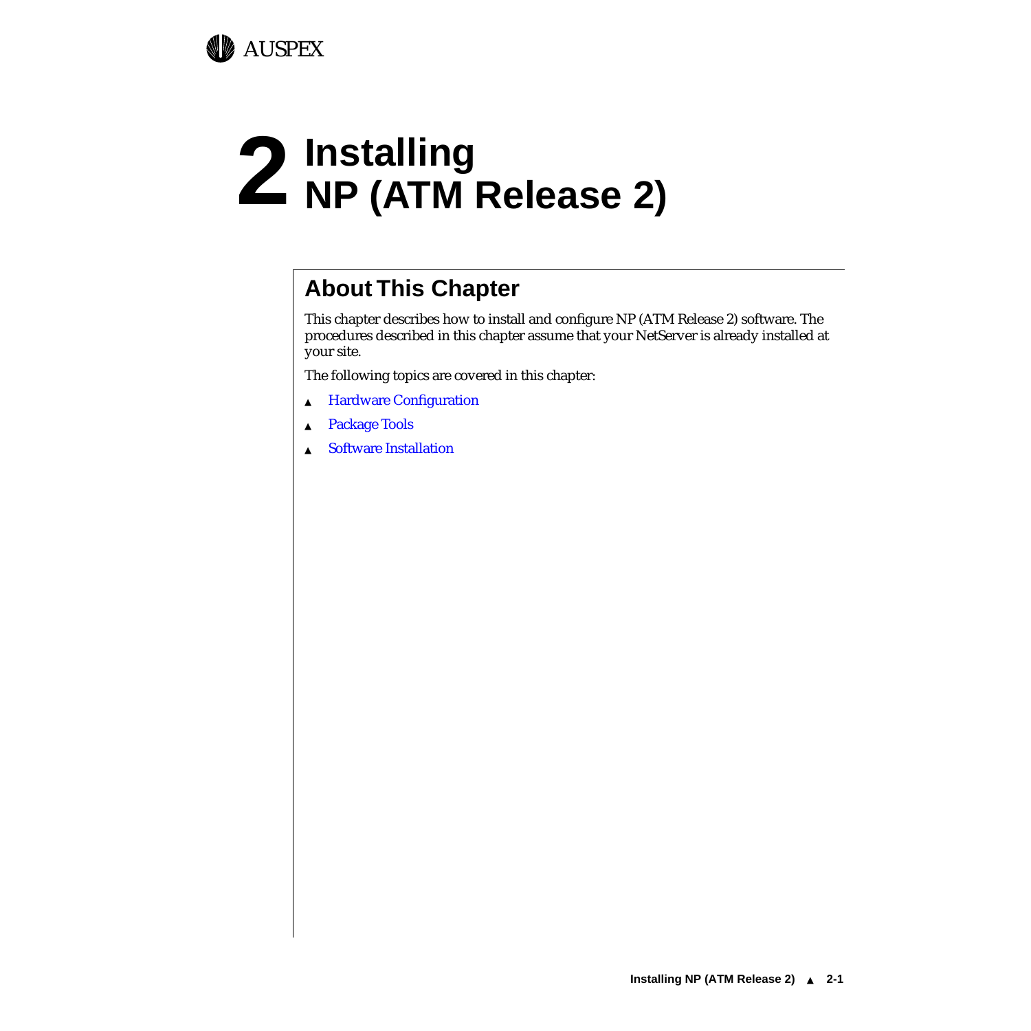# 2 Installing NP (ATM Release 2)

## About This Chapter

This chapter describes how to install and configure NP (ATM Release 2) software. The procedures described in this chapter assume that your NetServer is already installed at your site.

The following topics are covered in this chapter:

- Hardware Configuration
- Package Tools
- Software Installation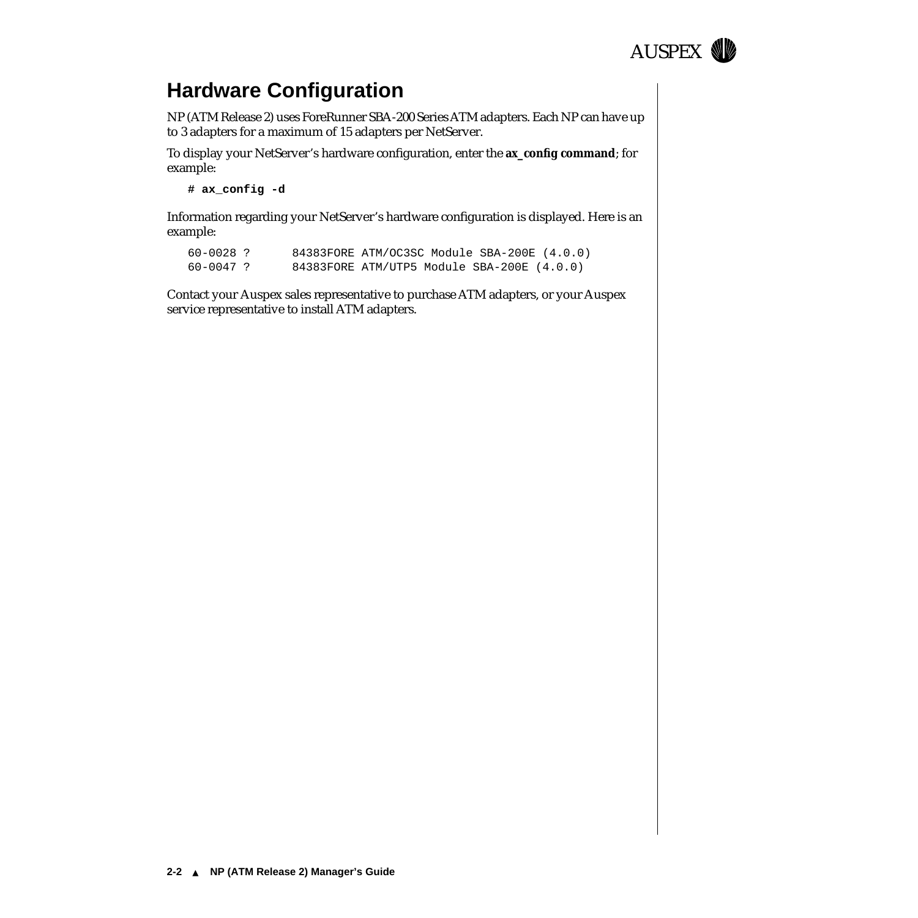## Hardware Configuration

NP (ATM Release 2) uses ForeRunner SBA-200 Series ATM adapters. Each NP can have up to 3 adapters for a maximum of 15 adapters per NetServer.

To display your NetServer's hardware configuration, enter the **ax_config command**; for example:

```
# ax_config -d
```

Information regarding your NetServer's hardware configuration is displayed. Here is an example:

```
60-0028 ?      84383FORE ATM/OC3SC Module SBA-200E (4.0.0)
60-0047 ?      84383FORE ATM/UTP5 Module SBA-200E (4.0.0)
```

Contact your Auspex sales representative to purchase ATM adapters, or your Auspex service representative to install ATM adapters.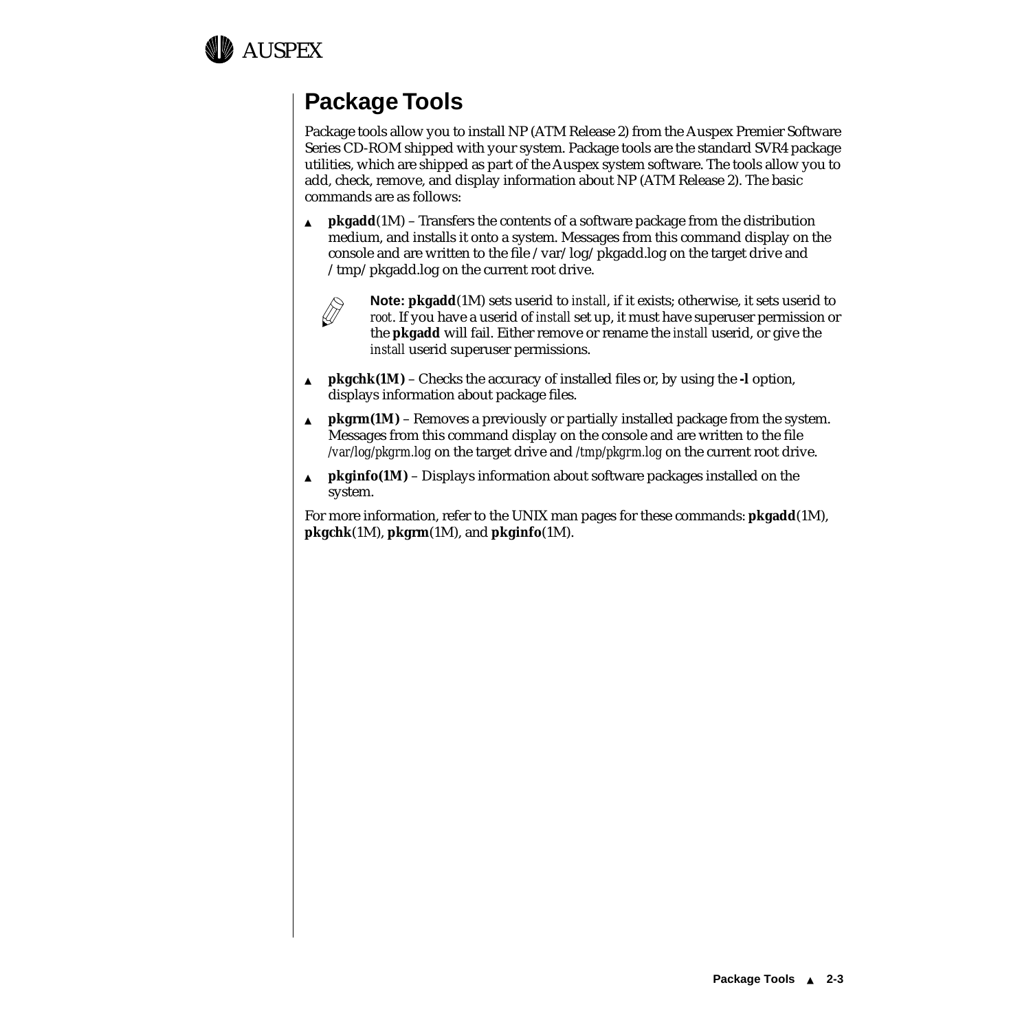## Package Tools

Package tools allow you to install NP (ATM Release 2) from the Auspex Premier Software Series CD-ROM shipped with your system. Package tools are the standard SVR4 package utilities, which are shipped as part of the Auspex system software. The tools allow you to add, check, remove, and display information about NP (ATM Release 2). The basic commands are as follows:

- **pkgadd**(1M) – Transfers the contents of a software package from the distribution medium, and installs it onto a system. Messages from this command display on the console and are written to the file /var/log/pkgadd.log on the target drive and /tmp/pkgadd.log on the current root drive.

  **Note: pkgadd**(1M) sets userid to *install*, if it exists; otherwise, it sets userid to *root*. If you have a userid of *install* set up, it must have superuser permission or the **pkgadd** will fail. Either remove or rename the *install* userid, or give the *install* userid superuser permissions.

- **pkgchk(1M)** – Checks the accuracy of installed files or, by using the **-l** option, displays information about package files.
- **pkgrm(1M)** – Removes a previously or partially installed package from the system. Messages from this command display on the console and are written to the file */var/log/pkgrm.log* on the target drive and */tmp/pkgrm.log* on the current root drive.
- **pkginfo(1M)** – Displays information about software packages installed on the system.

For more information, refer to the UNIX man pages for these commands: **pkgadd**(1M), **pkgchk**(1M), **pkgrm**(1M), and **pkginfo**(1M).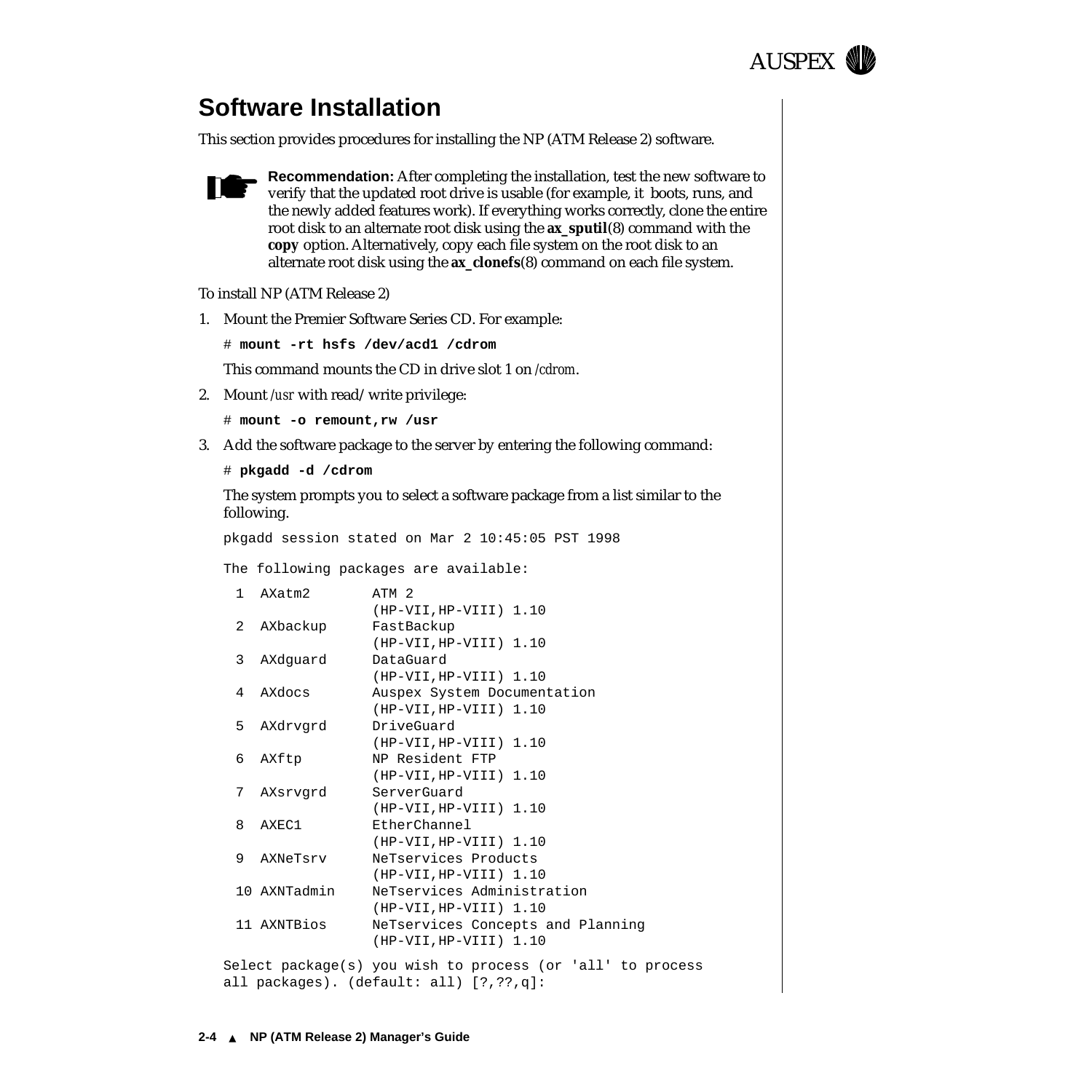## Software Installation

This section provides procedures for installing the NP (ATM Release 2) software.

**Recommendation:** After completing the installation, test the new software to verify that the updated root drive is usable (for example, it boots, runs, and the newly added features work). If everything works correctly, clone the entire root disk to an alternate root disk using the **ax_sputil**(8) command with the **copy** option. Alternatively, copy each file system on the root disk to an alternate root disk using the **ax_clonefs**(8) command on each file system.

To install NP (ATM Release 2)

1. Mount the Premier Software Series CD. For example:

   ```
   # mount -rt hsfs /dev/acd1 /cdrom
   ```

   This command mounts the CD in drive slot 1 on */cdrom*.

2. Mount */usr* with read/write privilege:

   ```
   # mount -o remount,rw /usr
   ```

3. Add the software package to the server by entering the following command:

   ```
   # pkgadd -d /cdrom
   ```

   The system prompts you to select a software package from a list similar to the following.

   ```
   pkgadd session stated on Mar 2 10:45:05 PST 1998

   The following packages are available:

     1  AXatm2        ATM 2
                      (HP-VII,HP-VIII) 1.10
     2  AXbackup      FastBackup
                      (HP-VII,HP-VIII) 1.10
     3  AXdguard      DataGuard
                      (HP-VII,HP-VIII) 1.10
     4  AXdocs        Auspex System Documentation
                      (HP-VII,HP-VIII) 1.10
     5  AXdrvgrd      DriveGuard
                      (HP-VII,HP-VIII) 1.10
     6  AXftp         NP Resident FTP
                      (HP-VII,HP-VIII) 1.10
     7  AXsrvgrd      ServerGuard
                      (HP-VII,HP-VIII) 1.10
     8  AXEC1         EtherChannel
                      (HP-VII,HP-VIII) 1.10
     9  AXNeTsrv      NeTservices Products
                      (HP-VII,HP-VIII) 1.10
     10 AXNTadmin     NeTservices Administration
                      (HP-VII,HP-VIII) 1.10
     11 AXNTBios      NeTservices Concepts and Planning
                      (HP-VII,HP-VIII) 1.10

   Select package(s) you wish to process (or 'all' to process
   all packages). (default: all) [?,??,q]:
   ```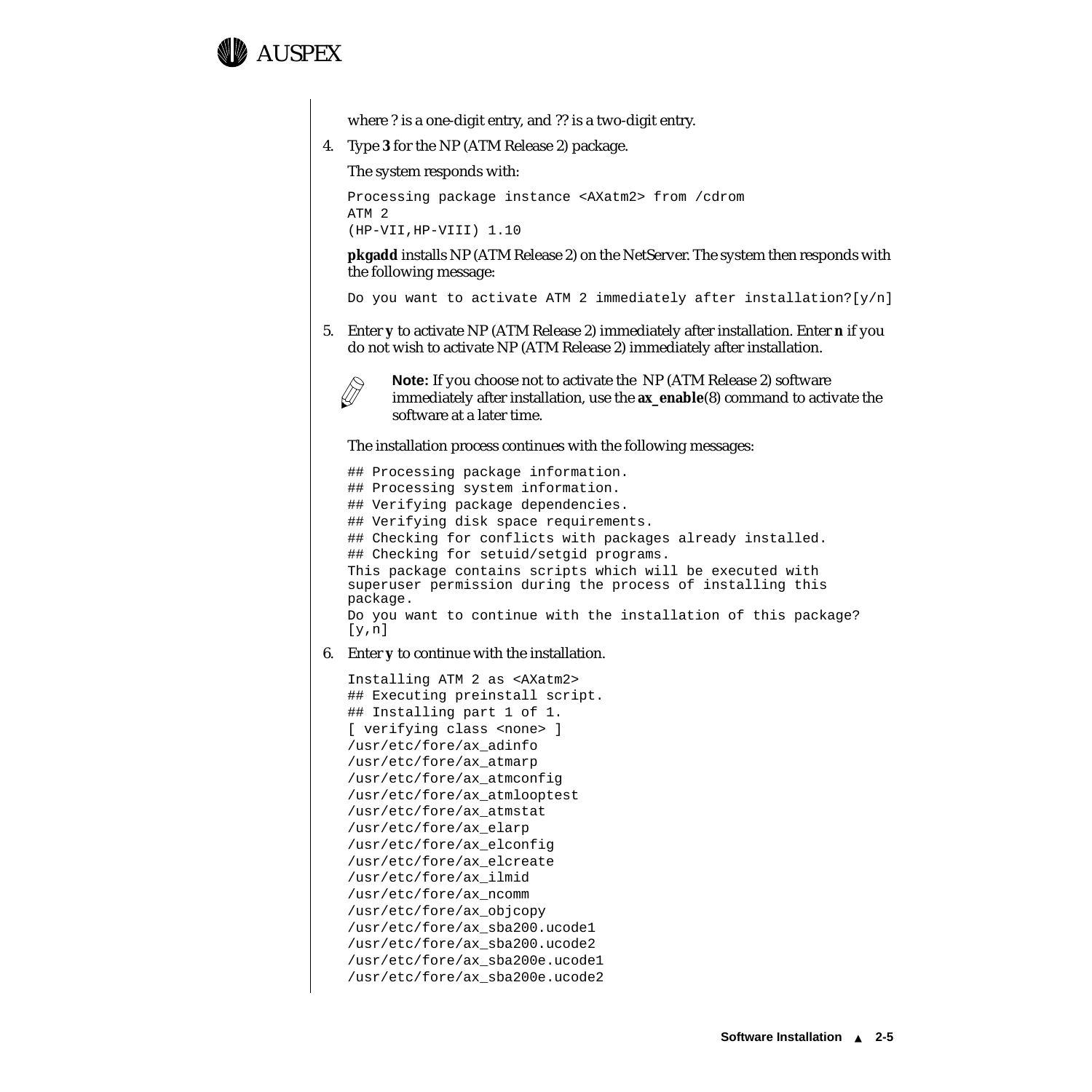where ? is a one-digit entry, and ?? is a two-digit entry.

4. Type **3** for the NP (ATM Release 2) package.

   The system responds with:

   ```
   Processing package instance <AXatm2> from /cdrom
   ATM 2
   (HP-VII,HP-VIII) 1.10
   ```

   **pkgadd** installs NP (ATM Release 2) on the NetServer. The system then responds with the following message:

   ```
   Do you want to activate ATM 2 immediately after installation?[y/n]
   ```

5. Enter **y** to activate NP (ATM Release 2) immediately after installation. Enter **n** if you do not wish to activate NP (ATM Release 2) immediately after installation.

   **Note:** If you choose not to activate the NP (ATM Release 2) software immediately after installation, use the **ax_enable**(8) command to activate the software at a later time.

   The installation process continues with the following messages:

   ```
   ## Processing package information.
   ## Processing system information.
   ## Verifying package dependencies.
   ## Verifying disk space requirements.
   ## Checking for conflicts with packages already installed.
   ## Checking for setuid/setgid programs.
   This package contains scripts which will be executed with
   superuser permission during the process of installing this
   package.
   Do you want to continue with the installation of this package?
   [y,n]
   ```

6. Enter **y** to continue with the installation.

   ```
   Installing ATM 2 as <AXatm2>
   ## Executing preinstall script.
   ## Installing part 1 of 1.
   [ verifying class <none> ]
   /usr/etc/fore/ax_adinfo
   /usr/etc/fore/ax_atmarp
   /usr/etc/fore/ax_atmconfig
   /usr/etc/fore/ax_atmlooptest
   /usr/etc/fore/ax_atmstat
   /usr/etc/fore/ax_elarp
   /usr/etc/fore/ax_elconfig
   /usr/etc/fore/ax_elcreate
   /usr/etc/fore/ax_ilmid
   /usr/etc/fore/ax_ncomm
   /usr/etc/fore/ax_objcopy
   /usr/etc/fore/ax_sba200.ucode1
   /usr/etc/fore/ax_sba200.ucode2
   /usr/etc/fore/ax_sba200e.ucode1
   /usr/etc/fore/ax_sba200e.ucode2
   ```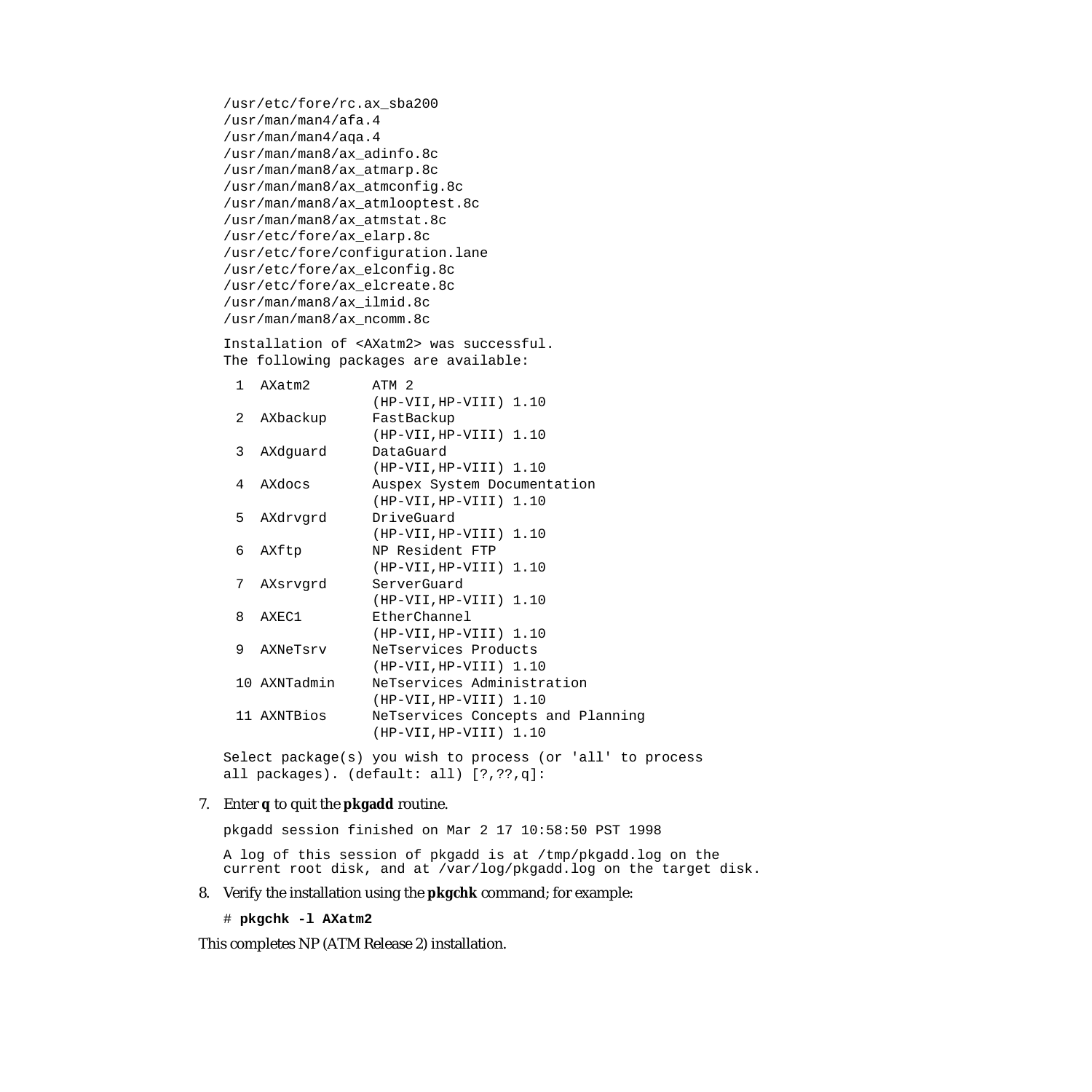```
/usr/etc/fore/rc.ax_sba200
/usr/man/man4/afa.4
/usr/man/man4/aqa.4
/usr/man/man8/ax_adinfo.8c
/usr/man/man8/ax_atmarp.8c
/usr/man/man8/ax_atmconfig.8c
/usr/man/man8/ax_atmlooptest.8c
/usr/man/man8/ax_atmstat.8c
/usr/etc/fore/ax_elarp.8c
/usr/etc/fore/configuration.lane
/usr/etc/fore/ax_elconfig.8c
/usr/etc/fore/ax_elcreate.8c
/usr/man/man8/ax_ilmid.8c
/usr/man/man8/ax_ncomm.8c

Installation of <AXatm2> was successful.
The following packages are available:

 1  AXatm2       ATM 2
                 (HP-VII,HP-VIII) 1.10
 2  AXbackup     FastBackup
                 (HP-VII,HP-VIII) 1.10
 3  AXdguard     DataGuard
                 (HP-VII,HP-VIII) 1.10
 4  AXdocs       Auspex System Documentation
                 (HP-VII,HP-VIII) 1.10
 5  AXdrvgrd     DriveGuard
                 (HP-VII,HP-VIII) 1.10
 6  AXftp        NP Resident FTP
                 (HP-VII,HP-VIII) 1.10
 7  AXsrvgrd     ServerGuard
                 (HP-VII,HP-VIII) 1.10
 8  AXEC1        EtherChannel
                 (HP-VII,HP-VIII) 1.10
 9  AXNeTsrv     NeTservices Products
                 (HP-VII,HP-VIII) 1.10
 10 AXNTadmin    NeTservices Administration
                 (HP-VII,HP-VIII) 1.10
 11 AXNTBios     NeTservices Concepts and Planning
                 (HP-VII,HP-VIII) 1.10

Select package(s) you wish to process (or 'all' to process
all packages). (default: all) [?,??,q]:
```

7. Enter **q** to quit the **pkgadd** routine.

```
pkgadd session finished on Mar 2 17 10:58:50 PST 1998

A log of this session of pkgadd is at /tmp/pkgadd.log on the
current root disk, and at /var/log/pkgadd.log on the target disk.
```

8. Verify the installation using the **pkgchk** command; for example:

```
# pkgchk -l AXatm2
```

This completes NP (ATM Release 2) installation.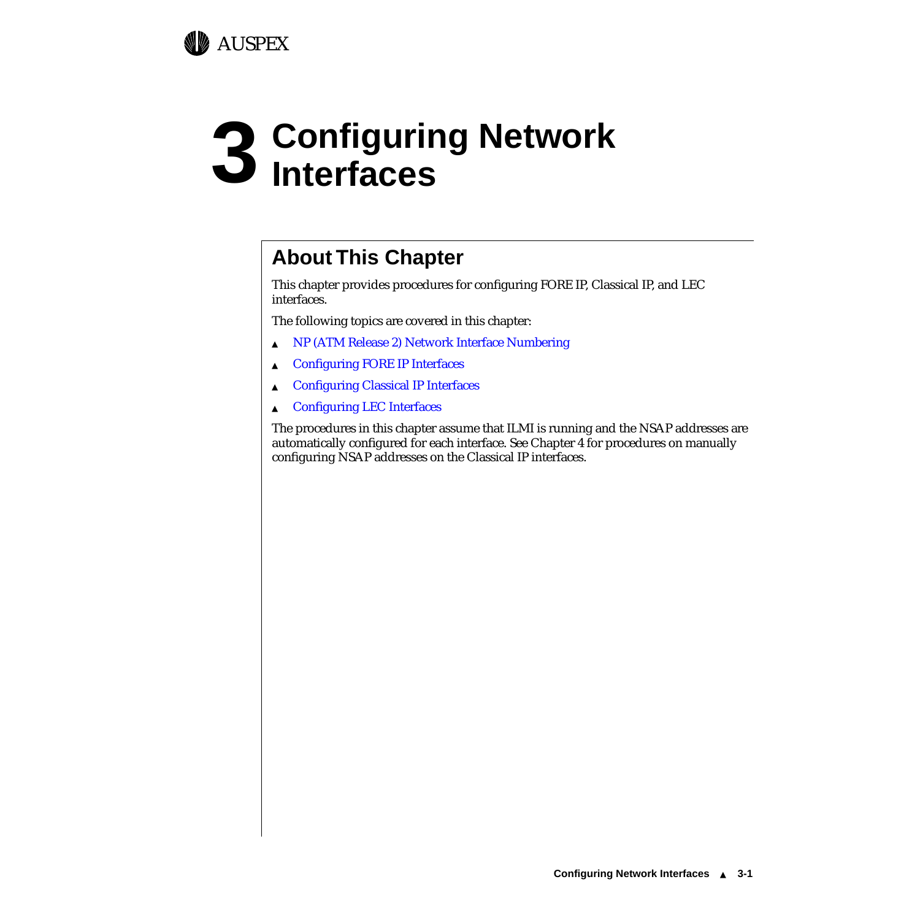# 3 Configuring Network Interfaces

## About This Chapter

This chapter provides procedures for configuring FORE IP, Classical IP, and LEC interfaces.

The following topics are covered in this chapter:

- NP (ATM Release 2) Network Interface Numbering
- Configuring FORE IP Interfaces
- Configuring Classical IP Interfaces
- Configuring LEC Interfaces

The procedures in this chapter assume that ILMI is running and the NSAP addresses are automatically configured for each interface. See Chapter 4 for procedures on manually configuring NSAP addresses on the Classical IP interfaces.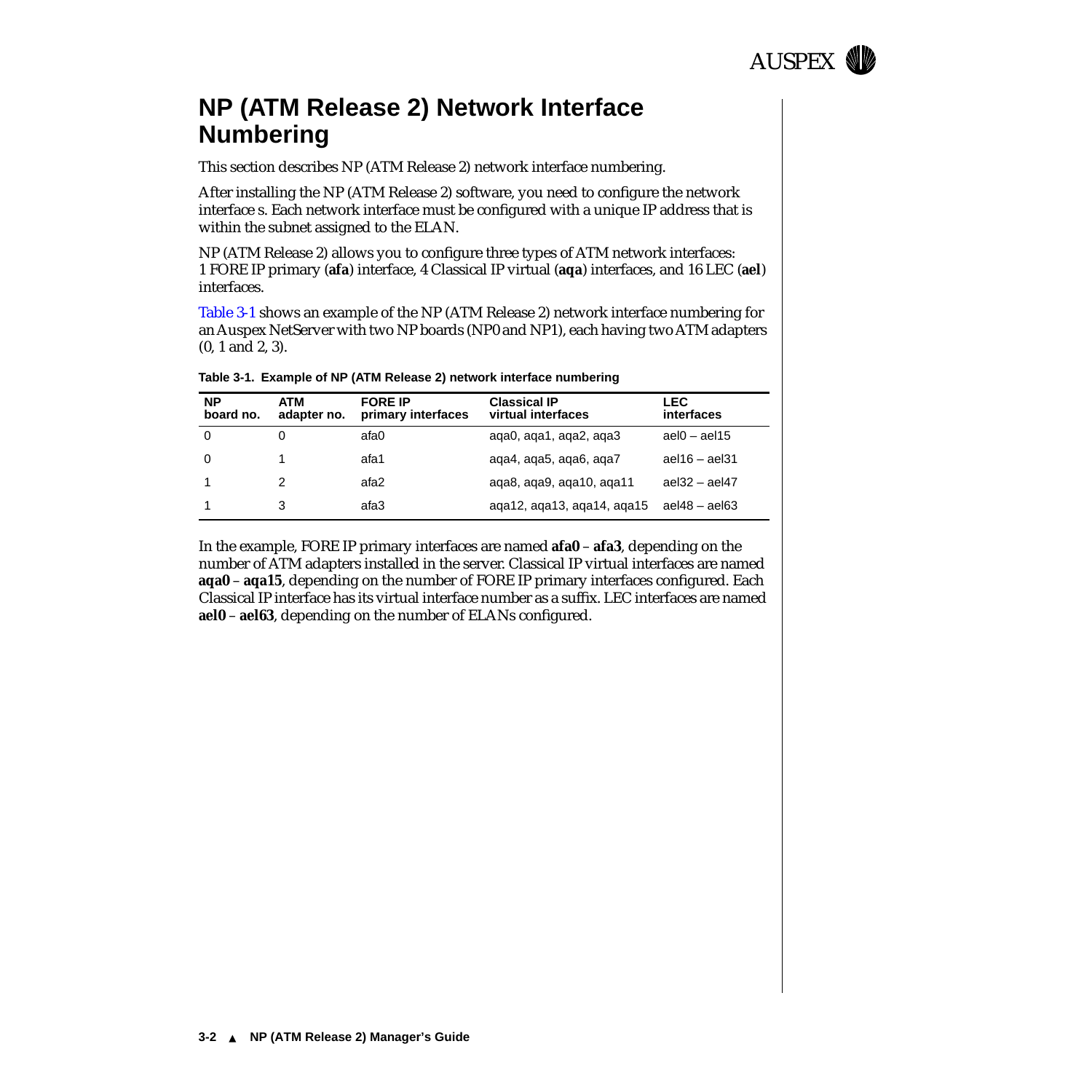## NP (ATM Release 2) Network Interface Numbering

This section describes NP (ATM Release 2) network interface numbering.

After installing the NP (ATM Release 2) software, you need to configure the network interface s. Each network interface must be configured with a unique IP address that is within the subnet assigned to the ELAN.

NP (ATM Release 2) allows you to configure three types of ATM network interfaces: 1 FORE IP primary (**afa**) interface, 4 Classical IP virtual (**aqa**) interfaces, and 16 LEC (**ael**) interfaces.

Table 3-1 shows an example of the NP (ATM Release 2) network interface numbering for an Auspex NetServer with two NP boards (NP0 and NP1), each having two ATM adapters (0, 1 and 2, 3).

**Table 3-1. Example of NP (ATM Release 2) network interface numbering**

| NP board no. | ATM adapter no. | FORE IP primary interfaces | Classical IP virtual interfaces | LEC interfaces |
|---|---|---|---|---|
| 0 | 0 | afa0 | aqa0, aqa1, aqa2, aqa3 | ael0 – ael15 |
| 0 | 1 | afa1 | aqa4, aqa5, aqa6, aqa7 | ael16 – ael31 |
| 1 | 2 | afa2 | aqa8, aqa9, aqa10, aqa11 | ael32 – ael47 |
| 1 | 3 | afa3 | aqa12, aqa13, aqa14, aqa15 | ael48 – ael63 |

In the example, FORE IP primary interfaces are named **afa0** – **afa3**, depending on the number of ATM adapters installed in the server. Classical IP virtual interfaces are named **aqa0** – **aqa15**, depending on the number of FORE IP primary interfaces configured. Each Classical IP interface has its virtual interface number as a suffix. LEC interfaces are named **ael0** – **ael63**, depending on the number of ELANs configured.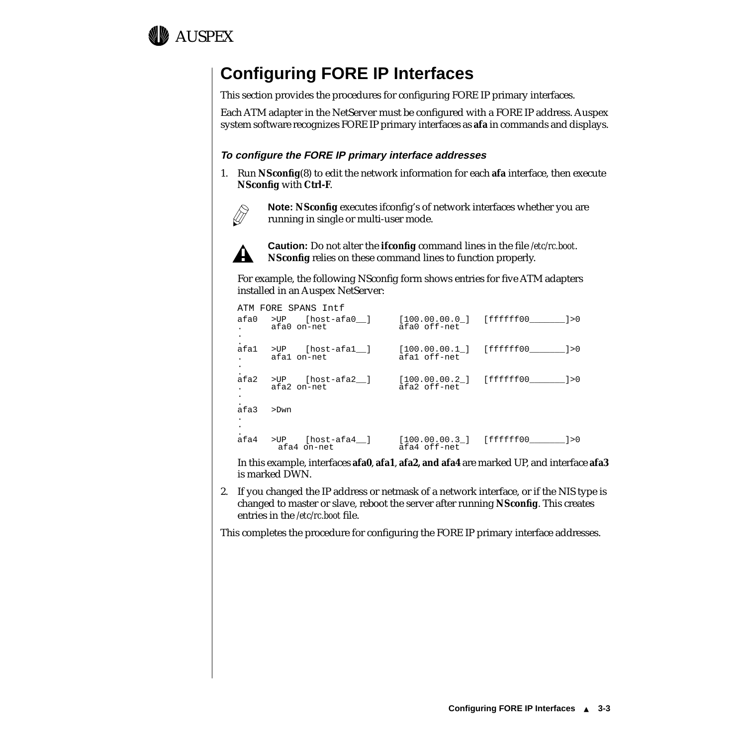# Configuring FORE IP Interfaces

This section provides the procedures for configuring FORE IP primary interfaces.

Each ATM adapter in the NetServer must be configured with a FORE IP address. Auspex system software recognizes FORE IP primary interfaces as **afa** in commands and displays.

### *To configure the FORE IP primary interface addresses*

1. Run **NSconfig**(8) to edit the network information for each **afa** interface, then execute **NSconfig** with **Ctrl-F**.

   **Note: NSconfig** executes ifconfig's of network interfaces whether you are running in single or multi-user mode.

   **Caution:** Do not alter the **ifconfig** command lines in the file */etc/rc.boot*. **NSconfig** relies on these command lines to function properly.

   For example, the following NSconfig form shows entries for five ATM adapters installed in an Auspex NetServer:

```
ATM FORE SPANS Intf
afa0   >UP    [host-afa0__]     [100.00.00.0_]  [ffffff00_______]>0
.      afa0 on-net              afa0 off-net
.
.
afa1   >UP    [host-afa1__]     [100.00.00.1_]  [ffffff00_______]>0
.      afa1 on-net              afa1 off-net
.
.
afa2   >UP    [host-afa2__]     [100.00.00.2_]  [ffffff00_______]>0
.      afa2 on-net              afa2 off-net
.
.
afa3   >Dwn
.
.
.
afa4   >UP    [host-afa4__]     [100.00.00.3_]  [ffffff00_______]>0
        afa4 on-net             afa4 off-net
```

   In this example, interfaces **afa0**, **afa1**, **afa2, and afa4** are marked UP, and interface **afa3** is marked DWN.

2. If you changed the IP address or netmask of a network interface, or if the NIS type is changed to master or slave, reboot the server after running **NSconfig**. This creates entries in the */etc/rc.boot* file.

This completes the procedure for configuring the FORE IP primary interface addresses.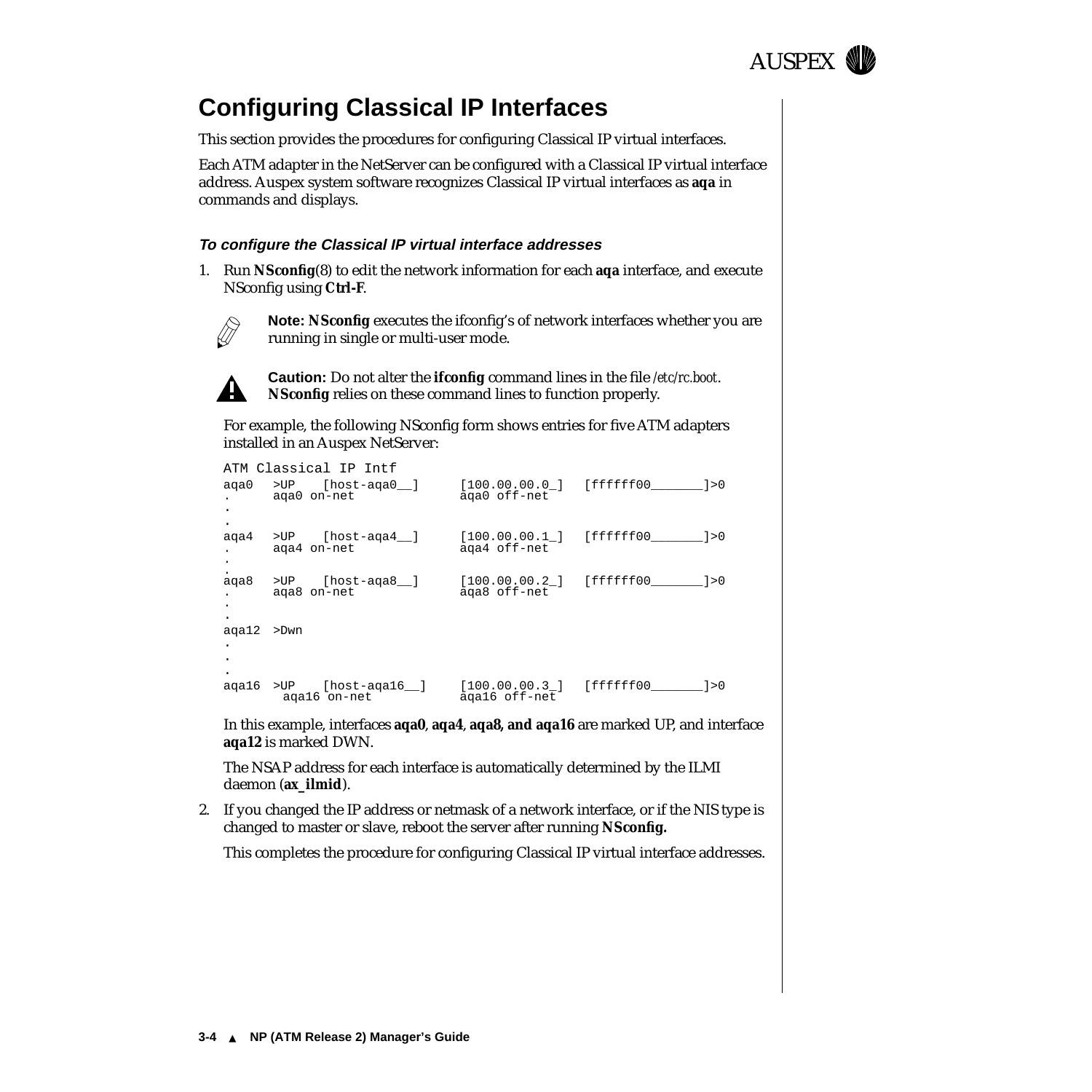## Configuring Classical IP Interfaces

This section provides the procedures for configuring Classical IP virtual interfaces.

Each ATM adapter in the NetServer can be configured with a Classical IP virtual interface address. Auspex system software recognizes Classical IP virtual interfaces as **aqa** in commands and displays.

### *To configure the Classical IP virtual interface addresses*

1. Run **NSconfig**(8) to edit the network information for each **aqa** interface, and execute NSconfig using **Ctrl-F**.

   **Note:** **NSconfig** executes the ifconfig's of network interfaces whether you are running in single or multi-user mode.

   **Caution:** Do not alter the **ifconfig** command lines in the file */etc/rc.boot*. **NSconfig** relies on these command lines to function properly.

   For example, the following NSconfig form shows entries for five ATM adapters installed in an Auspex NetServer:

```
ATM Classical IP Intf
aqa0   >UP    [host-aqa0__]      [100.00.00.0_]  [ffffff00_______]>0
.      aqa0 on-net               aqa0 off-net
.
.
aqa4   >UP    [host-aqa4__]      [100.00.00.1_]  [ffffff00_______]>0
.      aqa4 on-net               aqa4 off-net
.
.
aqa8   >UP    [host-aqa8__]      [100.00.00.2_]  [ffffff00_______]>0
.      aqa8 on-net               aqa8 off-net
.
.
aqa12  >Dwn
.
.
.
aqa16  >UP    [host-aqa16__]     [100.00.00.3_]  [ffffff00_______]>0
        aqa16 on-net             aqa16 off-net
```

   In this example, interfaces **aqa0**, **aqa4**, **aqa8, and aqa16** are marked UP, and interface **aqa12** is marked DWN.

   The NSAP address for each interface is automatically determined by the ILMI daemon (**ax_ilmid**).

2. If you changed the IP address or netmask of a network interface, or if the NIS type is changed to master or slave, reboot the server after running **NSconfig.**

   This completes the procedure for configuring Classical IP virtual interface addresses.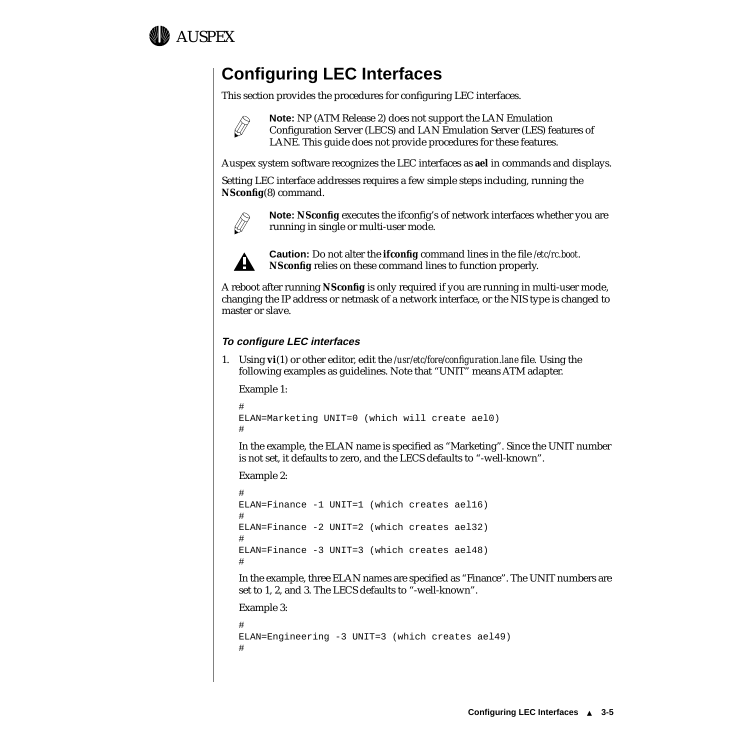## Configuring LEC Interfaces

This section provides the procedures for configuring LEC interfaces.

**Note:** NP (ATM Release 2) does not support the LAN Emulation Configuration Server (LECS) and LAN Emulation Server (LES) features of LANE. This guide does not provide procedures for these features.

Auspex system software recognizes the LEC interfaces as **ael** in commands and displays.

Setting LEC interface addresses requires a few simple steps including, running the **NSconfig**(8) command.

**Note: NSconfig** executes the ifconfig's of network interfaces whether you are running in single or multi-user mode.

**Caution:** Do not alter the **ifconfig** command lines in the file */etc/rc.boot*. **NSconfig** relies on these command lines to function properly.

A reboot after running **NSconfig** is only required if you are running in multi-user mode, changing the IP address or netmask of a network interface, or the NIS type is changed to master or slave.

### *To configure LEC interfaces*

1. Using **vi**(1) or other editor, edit the */usr/etc/fore/configuration.lane* file. Using the following examples as guidelines. Note that "UNIT" means ATM adapter.

   Example 1:

   ```
   #
   ELAN=Marketing UNIT=0 (which will create ael0)
   #
   ```

   In the example, the ELAN name is specified as "Marketing". Since the UNIT number is not set, it defaults to zero, and the LECS defaults to "-well-known".

   Example 2:

   ```
   #
   ELAN=Finance -1 UNIT=1 (which creates ael16)
   #
   ELAN=Finance -2 UNIT=2 (which creates ael32)
   #
   ELAN=Finance -3 UNIT=3 (which creates ael48)
   #
   ```

   In the example, three ELAN names are specified as "Finance". The UNIT numbers are set to 1, 2, and 3. The LECS defaults to "-well-known".

   Example 3:

   ```
   #
   ELAN=Engineering -3 UNIT=3 (which creates ael49)
   #
   ```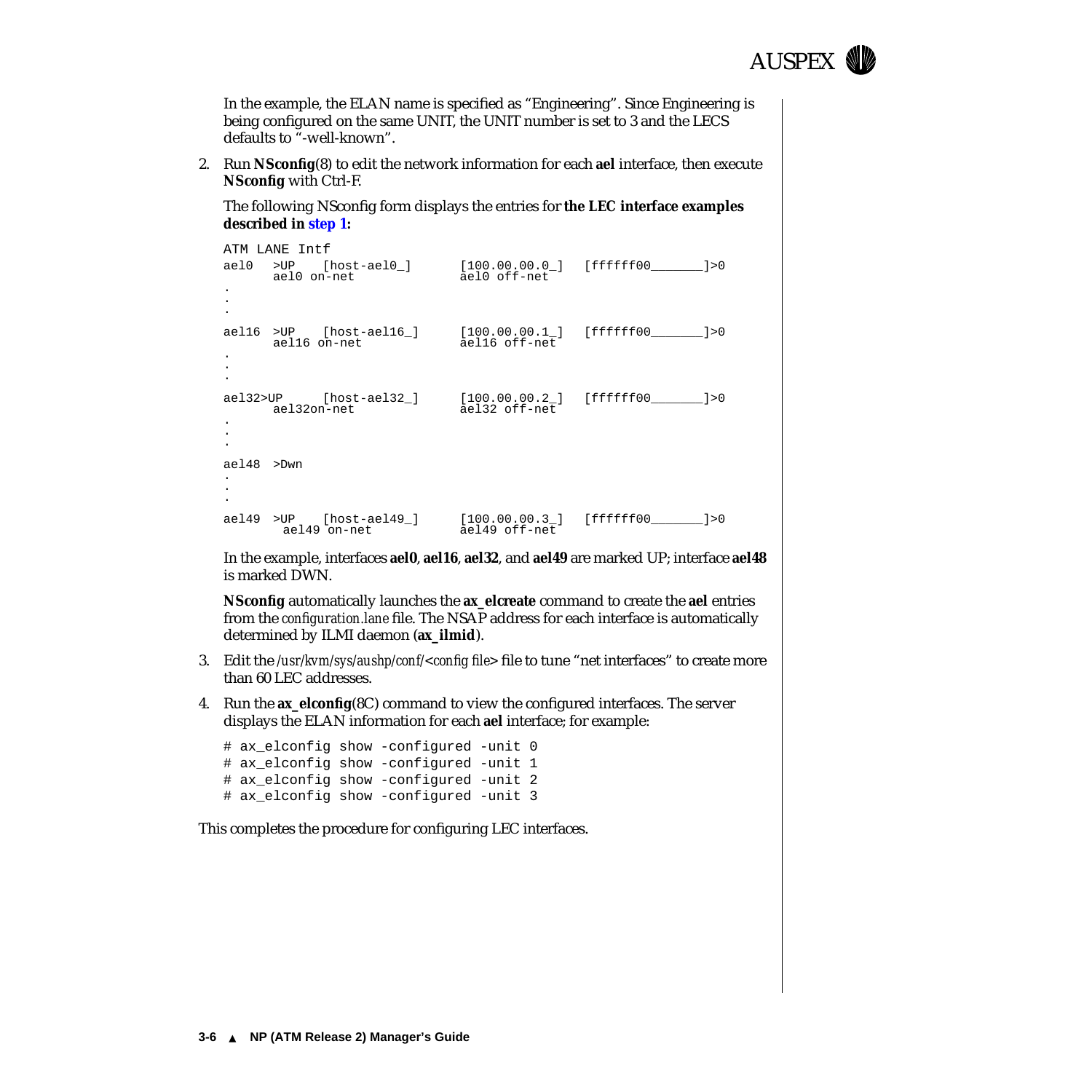In the example, the ELAN name is specified as “Engineering”. Since Engineering is being configured on the same UNIT, the UNIT number is set to 3 and the LECS defaults to “-well-known”.

2. Run **NSconfig**(8) to edit the network information for each **ael** interface, then execute **NSconfig** with Ctrl-F.

   The following NSconfig form displays the entries for **the LEC interface examples described in step 1:**

```
ATM LANE Intf
ael0  >UP   [host-ael0_]      [100.00.00.0_]  [ffffff00_______]>0
       ael0 on-net             ael0 off-net
.
.
.
ael16 >UP   [host-ael16_]     [100.00.00.1_]  [ffffff00_______]>0
       ael16 on-net            ael16 off-net
.
.
.
ael32>UP    [host-ael32_]     [100.00.00.2_]  [ffffff00_______]>0
       ael32on-net             ael32 off-net
.
.
.
ael48 >Dwn
.
.
.
ael49 >UP   [host-ael49_]     [100.00.00.3_]  [ffffff00_______]>0
        ael49 on-net           ael49 off-net
```

   In the example, interfaces **ael0**, **ael16**, **ael32**, and **ael49** are marked UP; interface **ael48** is marked DWN.

   **NSconfig** automatically launches the **ax_elcreate** command to create the **ael** entries from the *configuration.lane* file. The NSAP address for each interface is automatically determined by ILMI daemon (**ax_ilmid**).

3. Edit the */usr/kvm/sys/aushp/conf/<config file>* file to tune “net interfaces” to create more than 60 LEC addresses.

4. Run the **ax_elconfig**(8C) command to view the configured interfaces. The server displays the ELAN information for each **ael** interface; for example:

```
# ax_elconfig show -configured -unit 0
# ax_elconfig show -configured -unit 1
# ax_elconfig show -configured -unit 2
# ax_elconfig show -configured -unit 3
```

This completes the procedure for configuring LEC interfaces.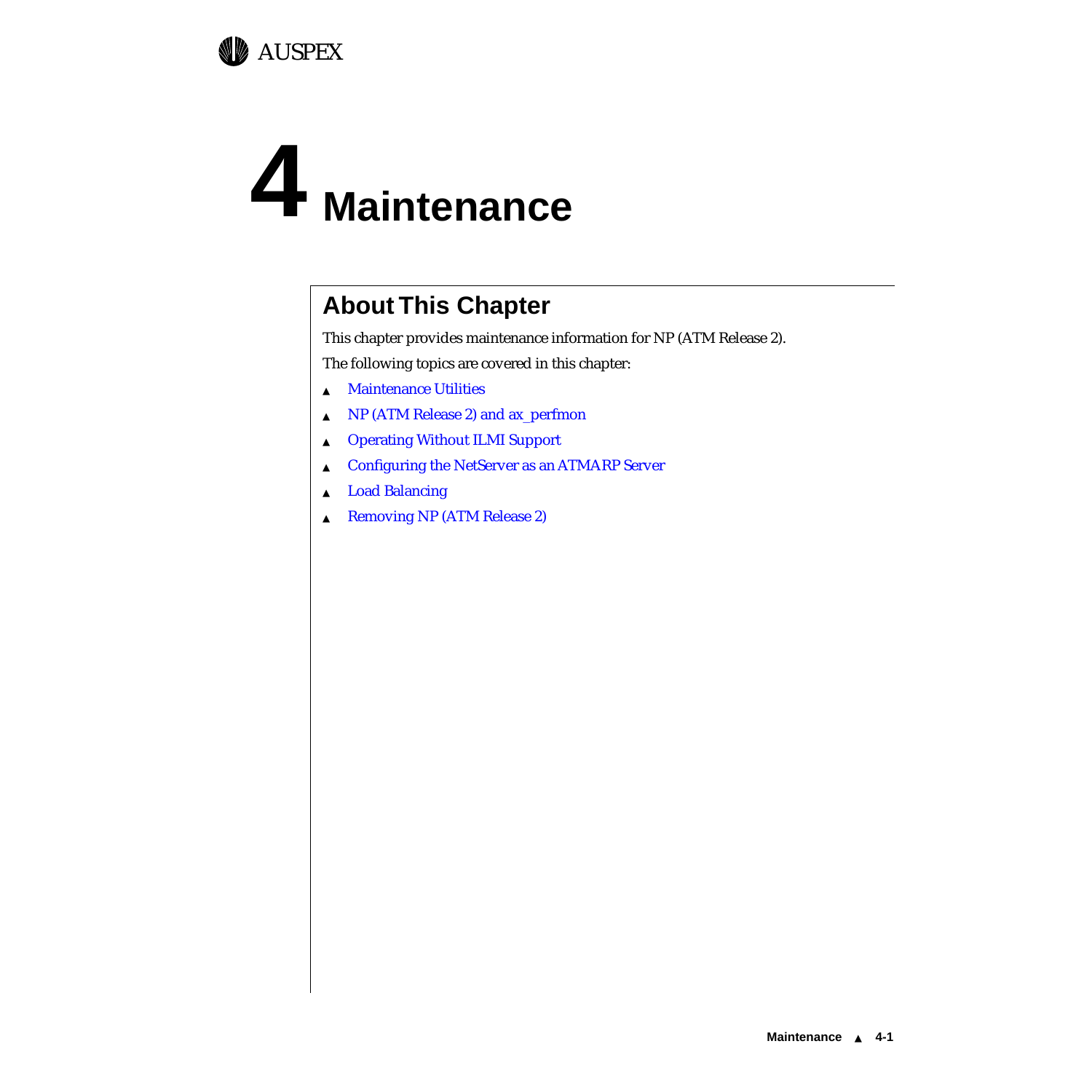# 4 Maintenance

## About This Chapter

This chapter provides maintenance information for NP (ATM Release 2).

The following topics are covered in this chapter:

- Maintenance Utilities
- NP (ATM Release 2) and ax_perfmon
- Operating Without ILMI Support
- Configuring the NetServer as an ATMARP Server
- Load Balancing
- Removing NP (ATM Release 2)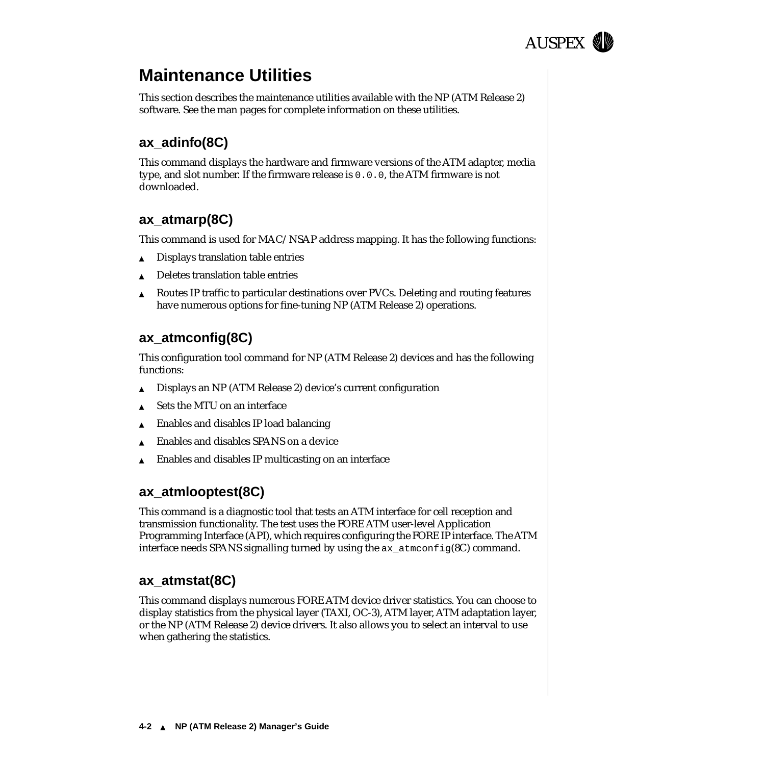# Maintenance Utilities

This section describes the maintenance utilities available with the NP (ATM Release 2) software. See the man pages for complete information on these utilities.

## ax_adinfo(8C)

This command displays the hardware and firmware versions of the ATM adapter, media type, and slot number. If the firmware release is `0.0.0`, the ATM firmware is not downloaded.

## ax_atmarp(8C)

This command is used for MAC/NSAP address mapping. It has the following functions:

- Displays translation table entries
- Deletes translation table entries
- Routes IP traffic to particular destinations over PVCs. Deleting and routing features have numerous options for fine-tuning NP (ATM Release 2) operations.

## ax_atmconfig(8C)

This configuration tool command for NP (ATM Release 2) devices and has the following functions:

- Displays an NP (ATM Release 2) device's current configuration
- Sets the MTU on an interface
- Enables and disables IP load balancing
- Enables and disables SPANS on a device
- Enables and disables IP multicasting on an interface

## ax_atmlooptest(8C)

This command is a diagnostic tool that tests an ATM interface for cell reception and transmission functionality. The test uses the FORE ATM user-level Application Programming Interface (API), which requires configuring the FORE IP interface. The ATM interface needs SPANS signalling turned by using the `ax_atmconfig`(8C) command.

## ax_atmstat(8C)

This command displays numerous FORE ATM device driver statistics. You can choose to display statistics from the physical layer (TAXI, OC-3), ATM layer, ATM adaptation layer, or the NP (ATM Release 2) device drivers. It also allows you to select an interval to use when gathering the statistics.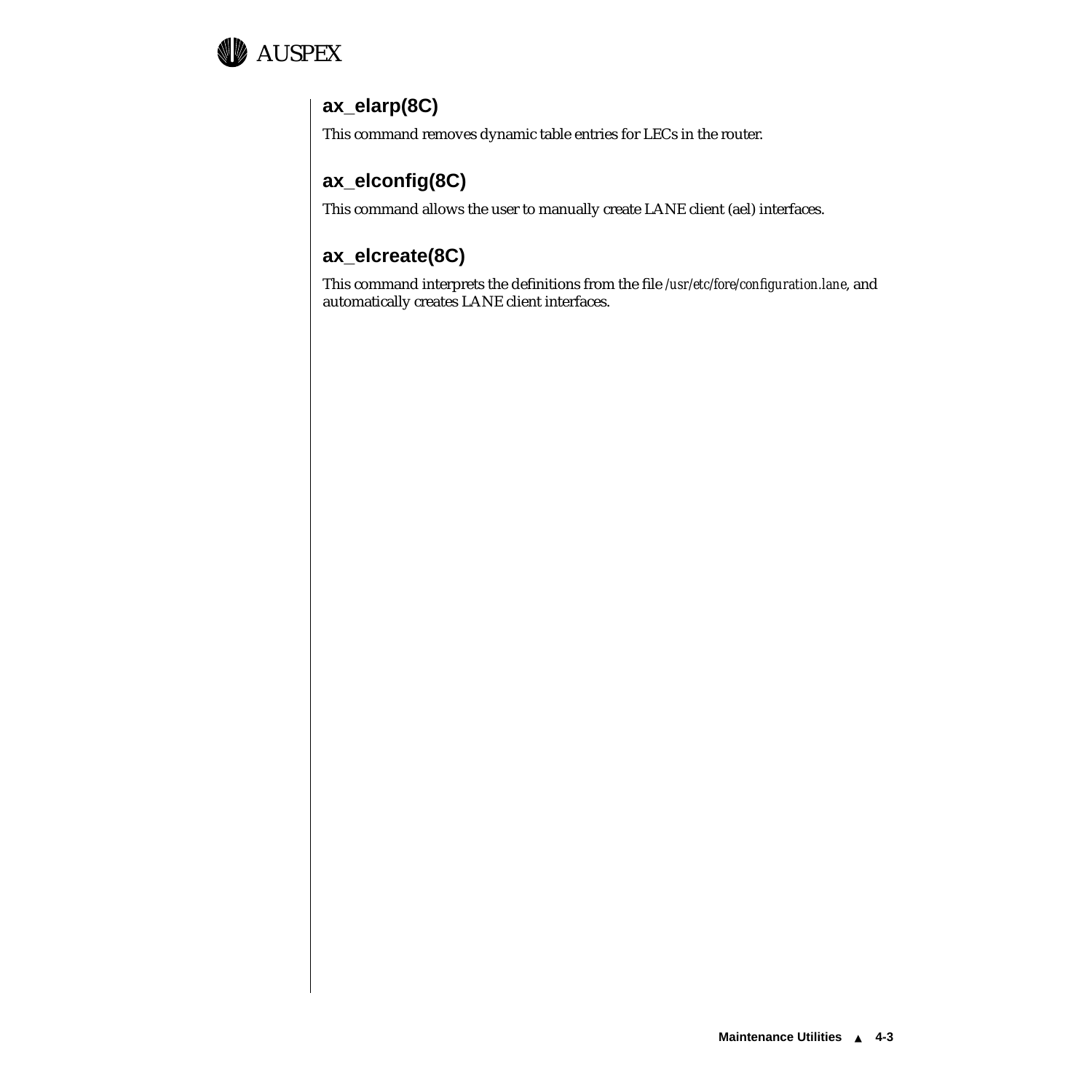## ax_elarp(8C)

This command removes dynamic table entries for LECs in the router.

## ax_elconfig(8C)

This command allows the user to manually create LANE client (ael) interfaces.

## ax_elcreate(8C)

This command interprets the definitions from the file */usr/etc/fore/configuration.lane*, and automatically creates LANE client interfaces.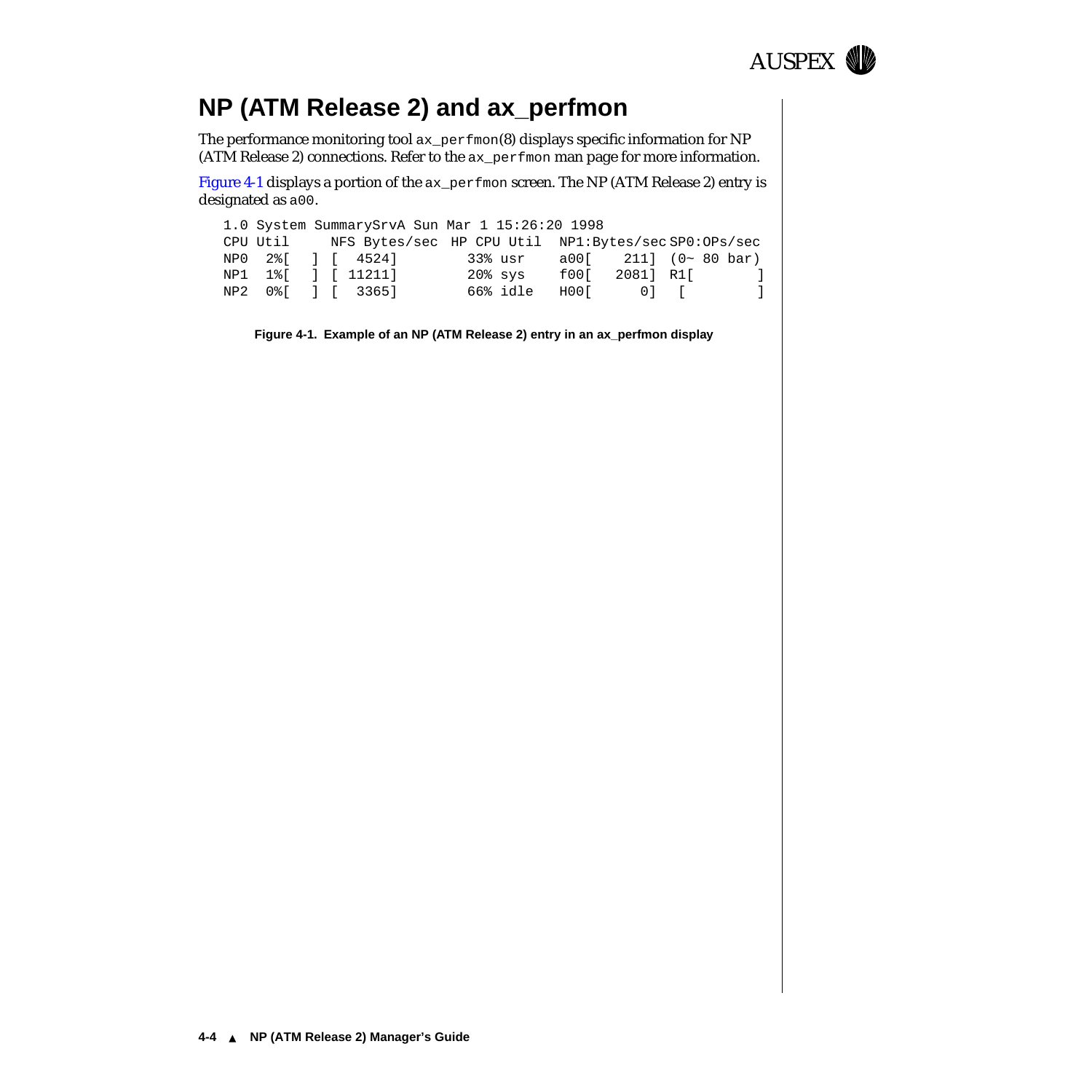## NP (ATM Release 2) and ax_perfmon

The performance monitoring tool ax_perfmon(8) displays specific information for NP (ATM Release 2) connections. Refer to the ax_perfmon man page for more information.

Figure 4-1 displays a portion of the ax_perfmon screen. The NP (ATM Release 2) entry is designated as a00.

```
1.0 System SummarySrvA Sun Mar 1 15:26:20 1998
CPU Util     NFS Bytes/sec  HP CPU Util  NP1:Bytes/sec SP0:OPs/sec
NP0  2%[  ] [  4524]         33% usr     a00[    211] (0~ 80 bar)
NP1  1%[  ] [ 11211]         20% sys     f00[   2081] R1[        ]
NP2  0%[  ] [  3365]         66% idle    H00[      0]  [         ]
```

**Figure 4-1. Example of an NP (ATM Release 2) entry in an ax_perfmon display**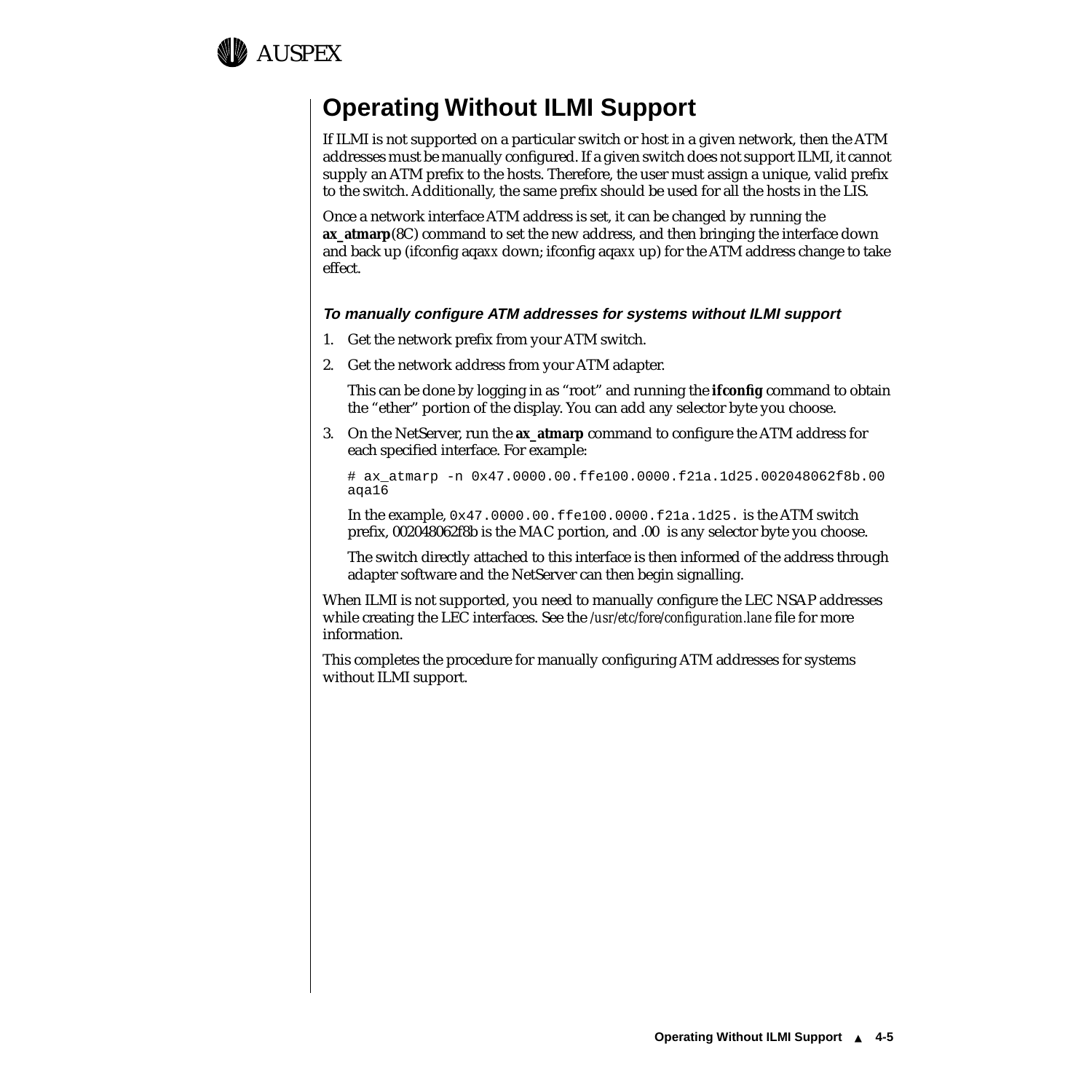# Operating Without ILMI Support

If ILMI is not supported on a particular switch or host in a given network, then the ATM addresses must be manually configured. If a given switch does not support ILMI, it cannot supply an ATM prefix to the hosts. Therefore, the user must assign a unique, valid prefix to the switch. Additionally, the same prefix should be used for all the hosts in the LIS.

Once a network interface ATM address is set, it can be changed by running the **ax_atmarp**(8C) command to set the new address, and then bringing the interface down and back up (ifconfig aqa*xx* down; ifconfig aqa*xx* up) for the ATM address change to take effect.

#### *To manually configure ATM addresses for systems without ILMI support*

1. Get the network prefix from your ATM switch.
2. Get the network address from your ATM adapter.

   This can be done by logging in as "root" and running the **ifconfig** command to obtain the "ether" portion of the display. You can add any selector byte you choose.

3. On the NetServer, run the **ax_atmarp** command to configure the ATM address for each specified interface. For example:

   ```
   # ax_atmarp -n 0x47.0000.00.ffe100.0000.f21a.1d25.002048062f8b.00
   aqa16
   ```

   In the example, `0x47.0000.00.ffe100.0000.f21a.1d25.` is the ATM switch prefix, 002048062f8b is the MAC portion, and .00 is any selector byte you choose.

   The switch directly attached to this interface is then informed of the address through adapter software and the NetServer can then begin signalling.

When ILMI is not supported, you need to manually configure the LEC NSAP addresses while creating the LEC interfaces. See the */usr/etc/fore/configuration.lane* file for more information.

This completes the procedure for manually configuring ATM addresses for systems without ILMI support.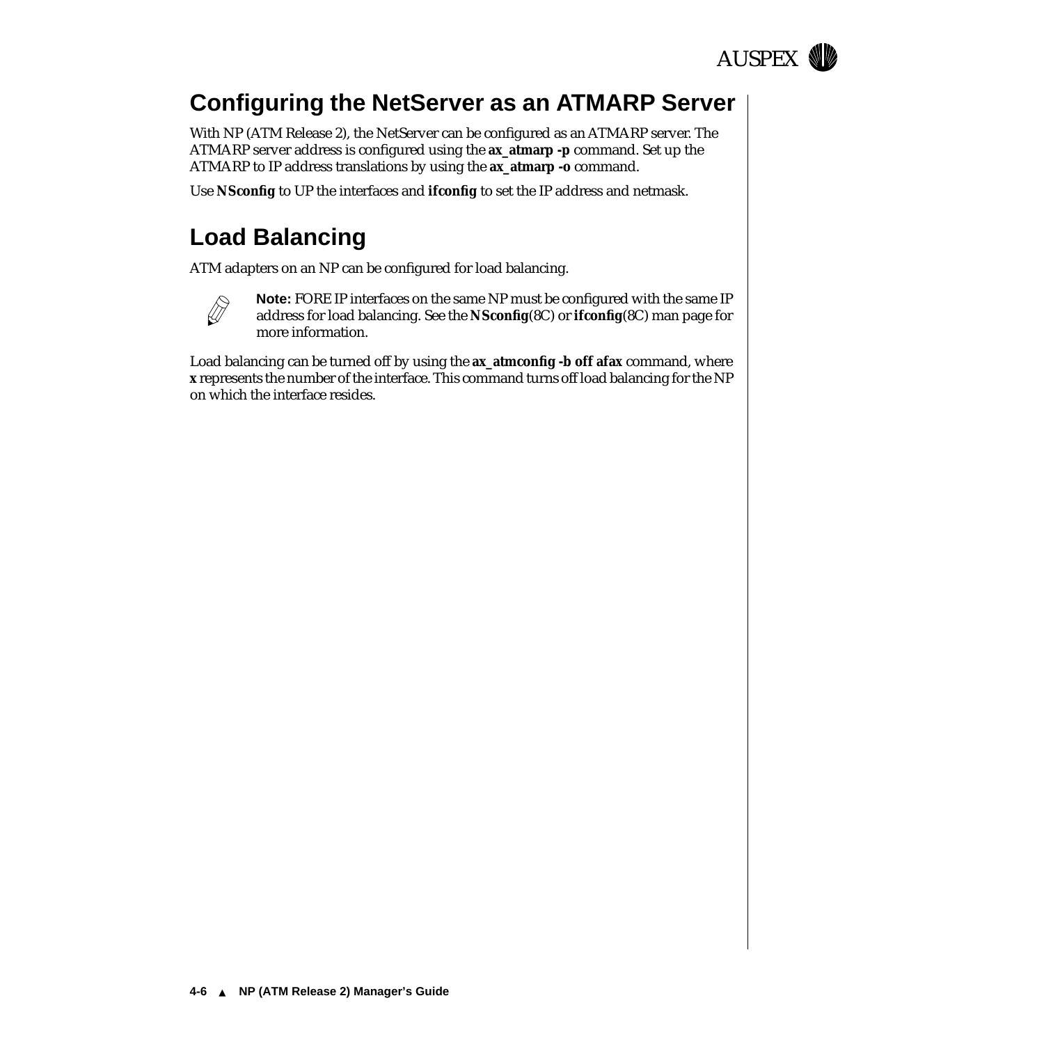## Configuring the NetServer as an ATMARP Server

With NP (ATM Release 2), the NetServer can be configured as an ATMARP server. The ATMARP server address is configured using the **ax_atmarp -p** command. Set up the ATMARP to IP address translations by using the **ax_atmarp -o** command.

Use **NSconfig** to UP the interfaces and **ifconfig** to set the IP address and netmask.

## Load Balancing

ATM adapters on an NP can be configured for load balancing.

**Note:** FORE IP interfaces on the same NP must be configured with the same IP address for load balancing. See the **NSconfig**(8C) or **ifconfig**(8C) man page for more information.

Load balancing can be turned off by using the **ax_atmconfig -b off afax** command, where **x** represents the number of the interface. This command turns off load balancing for the NP on which the interface resides.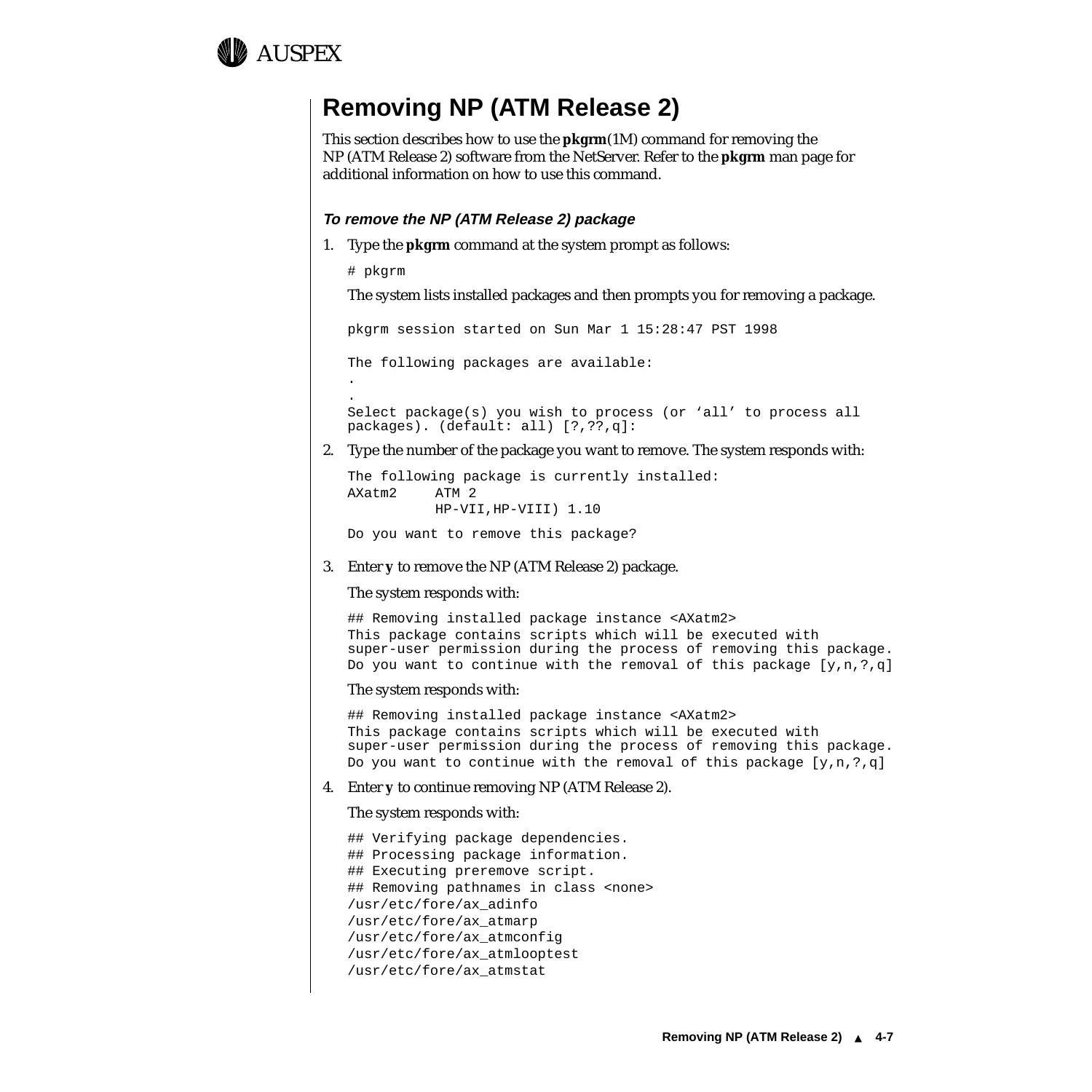## Removing NP (ATM Release 2)

This section describes how to use the **pkgrm**(1M) command for removing the NP (ATM Release 2) software from the NetServer. Refer to the **pkgrm** man page for additional information on how to use this command.

#### *To remove the NP (ATM Release 2) package*

1. Type the **pkgrm** command at the system prompt as follows:

   ```
   # pkgrm
   ```

   The system lists installed packages and then prompts you for removing a package.

   ```
   pkgrm session started on Sun Mar 1 15:28:47 PST 1998

   The following packages are available:
   .
   .
   Select package(s) you wish to process (or ‘all’ to process all
   packages). (default: all) [?,??,q]:
   ```

2. Type the number of the package you want to remove. The system responds with:

   ```
   The following package is currently installed:
   AXatm2     ATM 2
              HP-VII,HP-VIII) 1.10

   Do you want to remove this package?
   ```

3. Enter **y** to remove the NP (ATM Release 2) package.

   The system responds with:

   ```
   ## Removing installed package instance <AXatm2>
   This package contains scripts which will be executed with
   super-user permission during the process of removing this package.
   Do you want to continue with the removal of this package [y,n,?,q]
   ```

   The system responds with:

   ```
   ## Removing installed package instance <AXatm2>
   This package contains scripts which will be executed with
   super-user permission during the process of removing this package.
   Do you want to continue with the removal of this package [y,n,?,q]
   ```

4. Enter **y** to continue removing NP (ATM Release 2).

   The system responds with:

   ```
   ## Verifying package dependencies.
   ## Processing package information.
   ## Executing preremove script.
   ## Removing pathnames in class <none>
   /usr/etc/fore/ax_adinfo
   /usr/etc/fore/ax_atmarp
   /usr/etc/fore/ax_atmconfig
   /usr/etc/fore/ax_atmlooptest
   /usr/etc/fore/ax_atmstat
   ```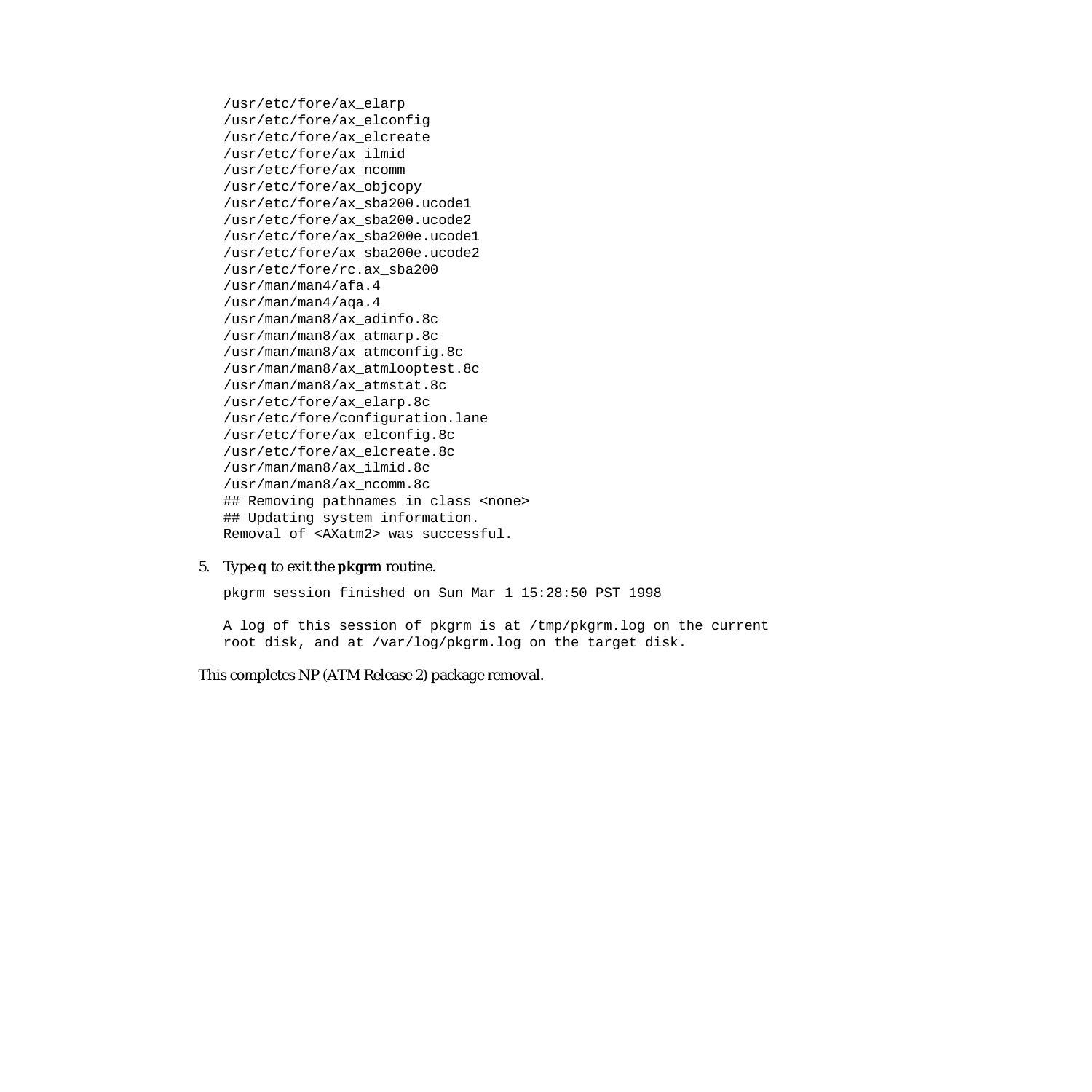```
/usr/etc/fore/ax_elarp
/usr/etc/fore/ax_elconfig
/usr/etc/fore/ax_elcreate
/usr/etc/fore/ax_ilmid
/usr/etc/fore/ax_ncomm
/usr/etc/fore/ax_objcopy
/usr/etc/fore/ax_sba200.ucode1
/usr/etc/fore/ax_sba200.ucode2
/usr/etc/fore/ax_sba200e.ucode1
/usr/etc/fore/ax_sba200e.ucode2
/usr/etc/fore/rc.ax_sba200
/usr/man/man4/afa.4
/usr/man/man4/aqa.4
/usr/man/man8/ax_adinfo.8c
/usr/man/man8/ax_atmarp.8c
/usr/man/man8/ax_atmconfig.8c
/usr/man/man8/ax_atmlooptest.8c
/usr/man/man8/ax_atmstat.8c
/usr/etc/fore/ax_elarp.8c
/usr/etc/fore/configuration.lane
/usr/etc/fore/ax_elconfig.8c
/usr/etc/fore/ax_elcreate.8c
/usr/man/man8/ax_ilmid.8c
/usr/man/man8/ax_ncomm.8c
## Removing pathnames in class <none>
## Updating system information.
Removal of <AXatm2> was successful.
```

5. Type **q** to exit the **pkgrm** routine.

```
pkgrm session finished on Sun Mar 1 15:28:50 PST 1998

A log of this session of pkgrm is at /tmp/pkgrm.log on the current
root disk, and at /var/log/pkgrm.log on the target disk.
```

This completes NP (ATM Release 2) package removal.